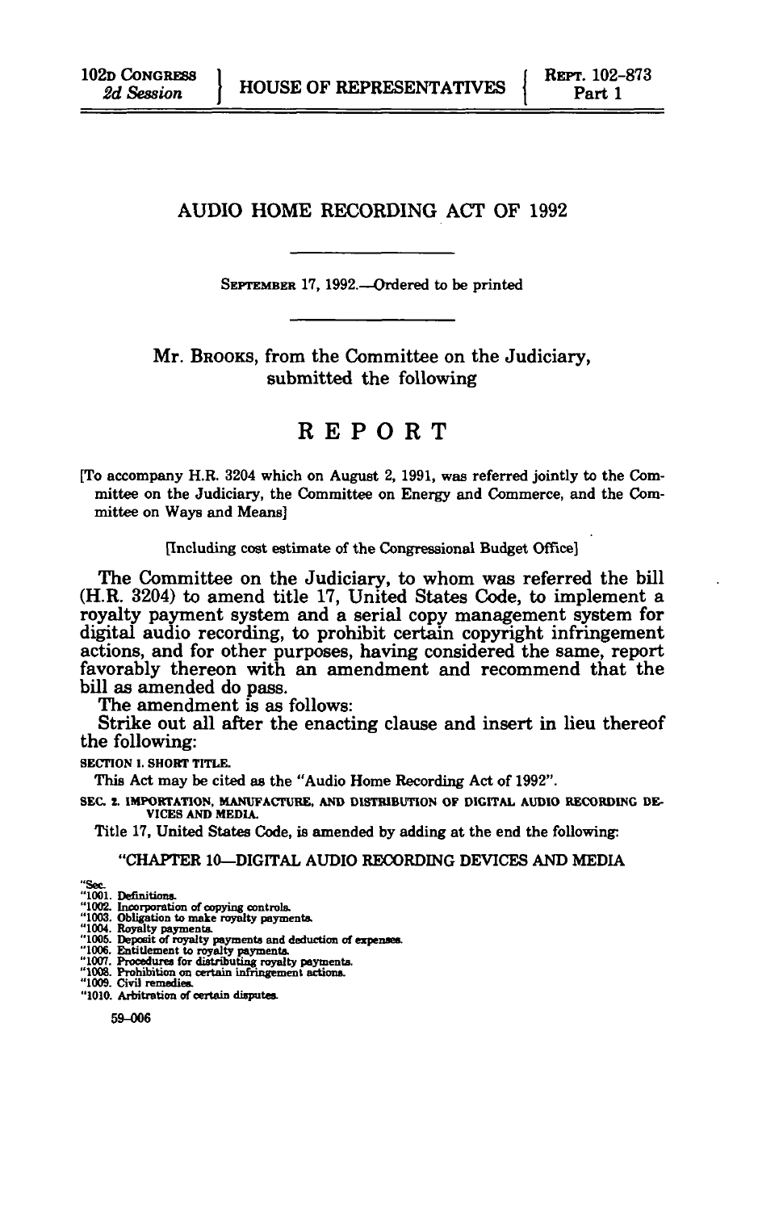102D CONGRESS
*2d Session*

HOUSE OF REPRESENTATIVES

REPT. 102-873
Part 1

# AUDIO HOME RECORDING ACT OF 1992

SEPTEMBER 17, 1992.—Ordered to be printed

Mr. BROOKS, from the Committee on the Judiciary, submitted the following

# REPORT

[To accompany H.R. 3204 which on August 2, 1991, was referred jointly to the Committee on the Judiciary, the Committee on Energy and Commerce, and the Committee on Ways and Means]

[Including cost estimate of the Congressional Budget Office]

The Committee on the Judiciary, to whom was referred the bill (H.R. 3204) to amend title 17, United States Code, to implement a royalty payment system and a serial copy management system for digital audio recording, to prohibit certain copyright infringement actions, and for other purposes, having considered the same, report favorably thereon with an amendment and recommend that the bill as amended do pass.

The amendment is as follows:

Strike out all after the enacting clause and insert in lieu thereof the following:

**SECTION 1. SHORT TITLE.**

This Act may be cited as the "Audio Home Recording Act of 1992".

**SEC. 2. IMPORTATION, MANUFACTURE, AND DISTRIBUTION OF DIGITAL AUDIO RECORDING DEVICES AND MEDIA.**

Title 17, United States Code, is amended by adding at the end the following:

"CHAPTER 10—DIGITAL AUDIO RECORDING DEVICES AND MEDIA

"Sec.
"1001. Definitions.
"1002. Incorporation of copying controls.
"1003. Obligation to make royalty payments.
"1004. Royalty payments.
"1005. Deposit of royalty payments and deduction of expenses.
"1006. Entitlement to royalty payments.
"1007. Procedures for distributing royalty payments.
"1008. Prohibition on certain infringement actions.
"1009. Civil remedies.
"1010. Arbitration of certain disputes.

59-006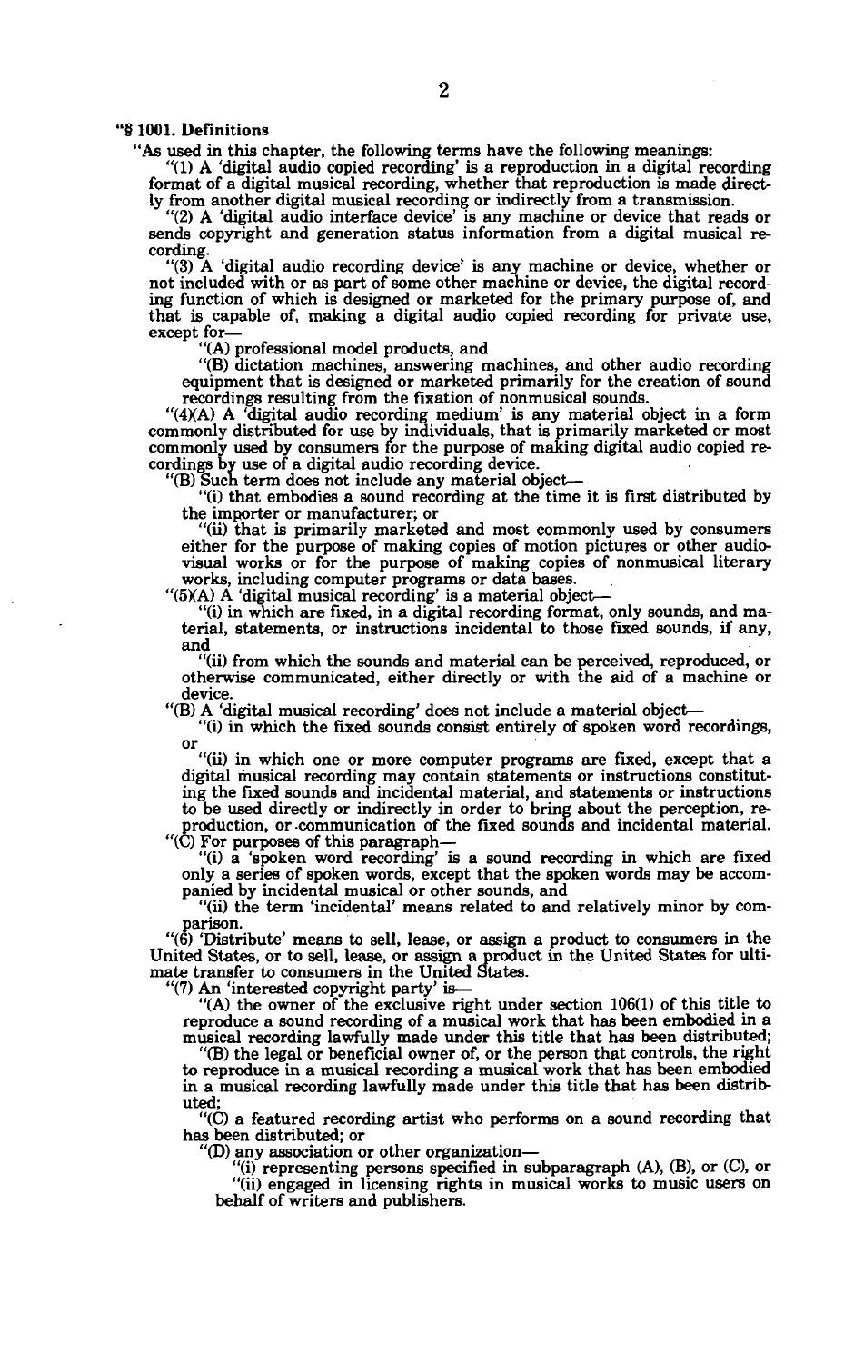"**§ 1001. Definitions**

"As used in this chapter, the following terms have the following meanings:

"(1) A 'digital audio copied recording' is a reproduction in a digital recording format of a digital musical recording, whether that reproduction is made directly from another digital musical recording or indirectly from a transmission.

"(2) A 'digital audio interface device' is any machine or device that reads or sends copyright and generation status information from a digital musical recording.

"(3) A 'digital audio recording device' is any machine or device, whether or not included with or as part of some other machine or device, the digital recording function of which is designed or marketed for the primary purpose of, and that is capable of, making a digital audio copied recording for private use, except for—

"(A) professional model products, and

"(B) dictation machines, answering machines, and other audio recording equipment that is designed or marketed primarily for the creation of sound recordings resulting from the fixation of nonmusical sounds.

"(4)(A) A 'digital audio recording medium' is any material object in a form commonly distributed for use by individuals, that is primarily marketed or most commonly used by consumers for the purpose of making digital audio copied recordings by use of a digital audio recording device.

"(B) Such term does not include any material object—

"(i) that embodies a sound recording at the time it is first distributed by the importer or manufacturer; or

"(ii) that is primarily marketed and most commonly used by consumers either for the purpose of making copies of motion pictures or other audiovisual works or for the purpose of making copies of nonmusical literary works, including computer programs or data bases.

"(5)(A) A 'digital musical recording' is a material object—

"(i) in which are fixed, in a digital recording format, only sounds, and material, statements, or instructions incidental to those fixed sounds, if any, and

"(ii) from which the sounds and material can be perceived, reproduced, or otherwise communicated, either directly or with the aid of a machine or device.

"(B) A 'digital musical recording' does not include a material object—

"(i) in which the fixed sounds consist entirely of spoken word recordings, or

"(ii) in which one or more computer programs are fixed, except that a digital musical recording may contain statements or instructions constituting the fixed sounds and incidental material, and statements or instructions to be used directly or indirectly in order to bring about the perception, reproduction, or communication of the fixed sounds and incidental material.

"(C) For purposes of this paragraph—

"(i) a 'spoken word recording' is a sound recording in which are fixed only a series of spoken words, except that the spoken words may be accompanied by incidental musical or other sounds, and

"(ii) the term 'incidental' means related to and relatively minor by comparison.

"(6) 'Distribute' means to sell, lease, or assign a product to consumers in the United States, or to sell, lease, or assign a product in the United States for ultimate transfer to consumers in the United States.

"(7) An 'interested copyright party' is—

"(A) the owner of the exclusive right under section 106(1) of this title to reproduce a sound recording of a musical work that has been embodied in a musical recording lawfully made under this title that has been distributed;

"(B) the legal or beneficial owner of, or the person that controls, the right to reproduce in a musical recording a musical work that has been embodied in a musical recording lawfully made under this title that has been distributed;

"(C) a featured recording artist who performs on a sound recording that has been distributed; or

"(D) any association or other organization—

"(i) representing persons specified in subparagraph (A), (B), or (C), or

"(ii) engaged in licensing rights in musical works to music users on behalf of writers and publishers.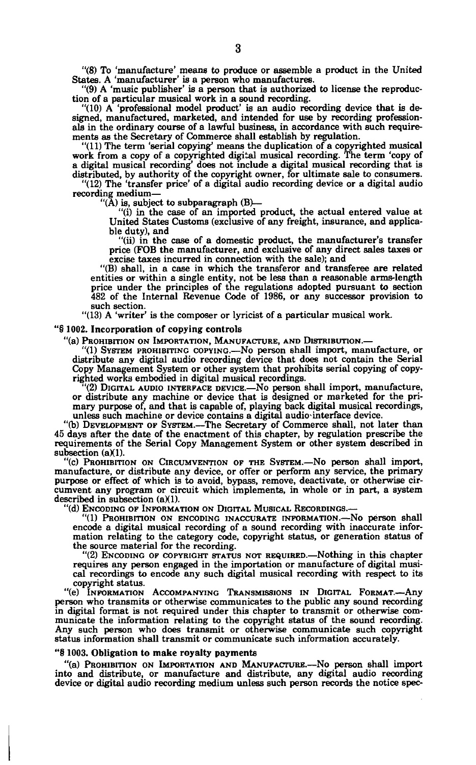"(8) To 'manufacture' means to produce or assemble a product in the United States. A 'manufacturer' is a person who manufactures.

"(9) A 'music publisher' is a person that is authorized to license the reproduction of a particular musical work in a sound recording.

"(10) A 'professional model product' is an audio recording device that is designed, manufactured, marketed, and intended for use by recording professionals in the ordinary course of a lawful business, in accordance with such requirements as the Secretary of Commerce shall establish by regulation.

"(11) The term 'serial copying' means the duplication of a copyrighted musical work from a copy of a copyrighted digital musical recording. The term 'copy of a digital musical recording' does not include a digital musical recording that is distributed, by authority of the copyright owner, for ultimate sale to consumers.

"(12) The 'transfer price' of a digital audio recording device or a digital audio recording medium—

"(A) is, subject to subparagraph (B)—

"(i) in the case of an imported product, the actual entered value at United States Customs (exclusive of any freight, insurance, and applicable duty), and

"(ii) in the case of a domestic product, the manufacturer's transfer price (FOB the manufacturer, and exclusive of any direct sales taxes or excise taxes incurred in connection with the sale); and

"(B) shall, in a case in which the transferor and transferee are related entities or within a single entity, not be less than a reasonable arms-length price under the principles of the regulations adopted pursuant to section 482 of the Internal Revenue Code of 1986, or any successor provision to such section.

"(13) A 'writer' is the composer or lyricist of a particular musical work.

**"§ 1002. Incorporation of copying controls**

"(a) PROHIBITION ON IMPORTATION, MANUFACTURE, AND DISTRIBUTION.—

"(1) SYSTEM PROHIBITING COPYING.—No person shall import, manufacture, or distribute any digital audio recording device that does not contain the Serial Copy Management System or other system that prohibits serial copying of copyrighted works embodied in digital musical recordings.

"(2) DIGITAL AUDIO INTERFACE DEVICE.—No person shall import, manufacture, or distribute any machine or device that is designed or marketed for the primary purpose of, and that is capable of, playing back digital musical recordings, unless such machine or device contains a digital audio interface device.

"(b) DEVELOPMENT OF SYSTEM.—The Secretary of Commerce shall, not later than 45 days after the date of the enactment of this chapter, by regulation prescribe the requirements of the Serial Copy Management System or other system described in subsection (a)(1).

"(c) PROHIBITION ON CIRCUMVENTION OF THE SYSTEM.—No person shall import, manufacture, or distribute any device, or offer or perform any service, the primary purpose or effect of which is to avoid, bypass, remove, deactivate, or otherwise circumvent any program or circuit which implements, in whole or in part, a system described in subsection (a)(1).

"(d) ENCODING OF INFORMATION ON DIGITAL MUSICAL RECORDINGS.—

"(1) PROHIBITION ON ENCODING INACCURATE INFORMATION.—No person shall encode a digital musical recording of a sound recording with inaccurate information relating to the category code, copyright status, or generation status of the source material for the recording.

"(2) ENCODING OF COPYRIGHT STATUS NOT REQUIRED.—Nothing in this chapter requires any person engaged in the importation or manufacture of digital musical recordings to encode any such digital musical recording with respect to its copyright status.

"(e) INFORMATION ACCOMPANYING TRANSMISSIONS IN DIGITAL FORMAT.—Any person who transmits or otherwise communicates to the public any sound recording in digital format is not required under this chapter to transmit or otherwise communicate the information relating to the copyright status of the sound recording. Any such person who does transmit or otherwise communicate such copyright status information shall transmit or communicate such information accurately.

**"§ 1003. Obligation to make royalty payments**

"(a) PROHIBITION ON IMPORTATION AND MANUFACTURE.—No person shall import into and distribute, or manufacture and distribute, any digital audio recording device or digital audio recording medium unless such person records the notice spec-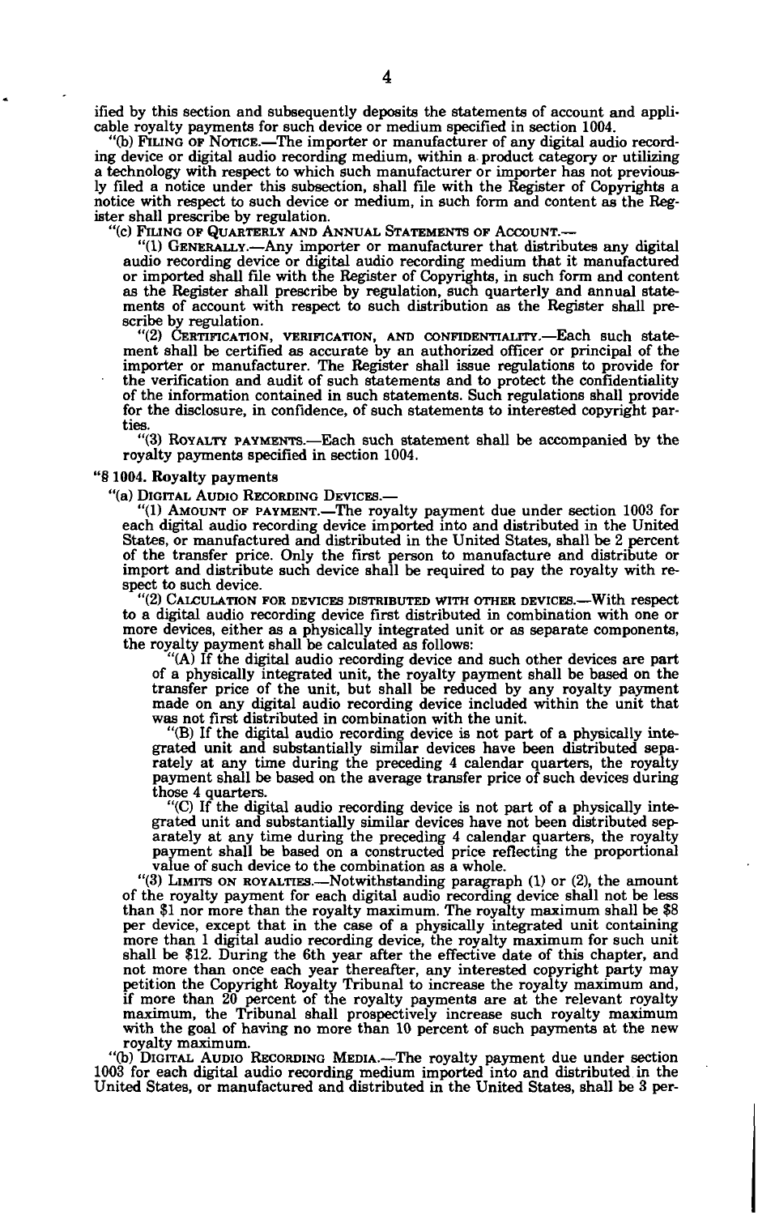ified by this section and subsequently deposits the statements of account and applicable royalty payments for such device or medium specified in section 1004.

"(b) FILING OF NOTICE.—The importer or manufacturer of any digital audio recording device or digital audio recording medium, within a product category or utilizing a technology with respect to which such manufacturer or importer has not previously filed a notice under this subsection, shall file with the Register of Copyrights a notice with respect to such device or medium, in such form and content as the Register shall prescribe by regulation.

"(c) FILING OF QUARTERLY AND ANNUAL STATEMENTS OF ACCOUNT.—

"(1) GENERALLY.—Any importer or manufacturer that distributes any digital audio recording device or digital audio recording medium that it manufactured or imported shall file with the Register of Copyrights, in such form and content as the Register shall prescribe by regulation, such quarterly and annual statements of account with respect to such distribution as the Register shall prescribe by regulation.

"(2) CERTIFICATION, VERIFICATION, AND CONFIDENTIALITY.—Each such statement shall be certified as accurate by an authorized officer or principal of the importer or manufacturer. The Register shall issue regulations to provide for the verification and audit of such statements and to protect the confidentiality of the information contained in such statements. Such regulations shall provide for the disclosure, in confidence, of such statements to interested copyright parties.

"(3) ROYALTY PAYMENTS.—Each such statement shall be accompanied by the royalty payments specified in section 1004.

**"§ 1004. Royalty payments**

"(a) DIGITAL AUDIO RECORDING DEVICES.—

"(1) AMOUNT OF PAYMENT.—The royalty payment due under section 1003 for each digital audio recording device imported into and distributed in the United States, or manufactured and distributed in the United States, shall be 2 percent of the transfer price. Only the first person to manufacture and distribute or import and distribute such device shall be required to pay the royalty with respect to such device.

"(2) CALCULATION FOR DEVICES DISTRIBUTED WITH OTHER DEVICES.—With respect to a digital audio recording device first distributed in combination with one or more devices, either as a physically integrated unit or as separate components, the royalty payment shall be calculated as follows:

"(A) If the digital audio recording device and such other devices are part of a physically integrated unit, the royalty payment shall be based on the transfer price of the unit, but shall be reduced by any royalty payment made on any digital audio recording device included within the unit that was not first distributed in combination with the unit.

"(B) If the digital audio recording device is not part of a physically integrated unit and substantially similar devices have been distributed separately at any time during the preceding 4 calendar quarters, the royalty payment shall be based on the average transfer price of such devices during those 4 quarters.

"(C) If the digital audio recording device is not part of a physically integrated unit and substantially similar devices have not been distributed separately at any time during the preceding 4 calendar quarters, the royalty payment shall be based on a constructed price reflecting the proportional value of such device to the combination as a whole.

"(3) LIMITS ON ROYALTIES.—Notwithstanding paragraph (1) or (2), the amount of the royalty payment for each digital audio recording device shall not be less than $1 nor more than the royalty maximum. The royalty maximum shall be $8 per device, except that in the case of a physically integrated unit containing more than 1 digital audio recording device, the royalty maximum for such unit shall be $12. During the 6th year after the effective date of this chapter, and not more than once each year thereafter, any interested copyright party may petition the Copyright Royalty Tribunal to increase the royalty maximum and, if more than 20 percent of the royalty payments are at the relevant royalty maximum, the Tribunal shall prospectively increase such royalty maximum with the goal of having no more than 10 percent of such payments at the new royalty maximum.

"(b) DIGITAL AUDIO RECORDING MEDIA.—The royalty payment due under section 1003 for each digital audio recording medium imported into and distributed in the United States, or manufactured and distributed in the United States, shall be 3 per-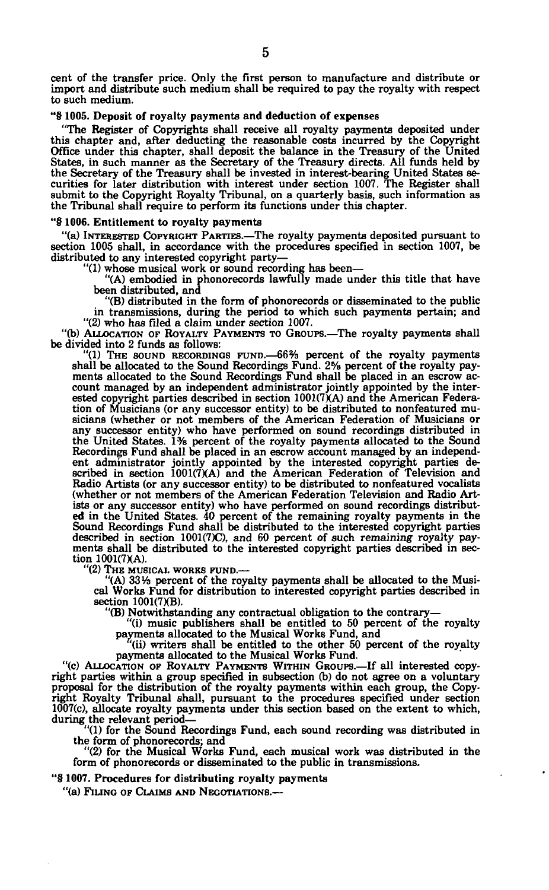cent of the transfer price. Only the first person to manufacture and distribute or import and distribute such medium shall be required to pay the royalty with respect to such medium.

**"§ 1005. Deposit of royalty payments and deduction of expenses**

"The Register of Copyrights shall receive all royalty payments deposited under this chapter and, after deducting the reasonable costs incurred by the Copyright Office under this chapter, shall deposit the balance in the Treasury of the United States, in such manner as the Secretary of the Treasury directs. All funds held by the Secretary of the Treasury shall be invested in interest-bearing United States securities for later distribution with interest under section 1007. The Register shall submit to the Copyright Royalty Tribunal, on a quarterly basis, such information as the Tribunal shall require to perform its functions under this chapter.

**"§ 1006. Entitlement to royalty payments**

"(a) INTERESTED COPYRIGHT PARTIES.—The royalty payments deposited pursuant to section 1005 shall, in accordance with the procedures specified in section 1007, be distributed to any interested copyright party—

"(1) whose musical work or sound recording has been—

"(A) embodied in phonorecords lawfully made under this title that have been distributed, and

"(B) distributed in the form of phonorecords or disseminated to the public in transmissions, during the period to which such payments pertain; and

"(2) who has filed a claim under section 1007.

"(b) ALLOCATION OF ROYALTY PAYMENTS TO GROUPS.—The royalty payments shall be divided into 2 funds as follows:

"(1) THE SOUND RECORDINGS FUND.—66⅔ percent of the royalty payments shall be allocated to the Sound Recordings Fund. 2⅝ percent of the royalty payments allocated to the Sound Recordings Fund shall be placed in an escrow account managed by an independent administrator jointly appointed by the interested copyright parties described in section 1001(7)(A) and the American Federation of Musicians (or any successor entity) to be distributed to nonfeatured musicians (whether or not members of the American Federation of Musicians or any successor entity) who have performed on sound recordings distributed in the United States. 1⅜ percent of the royalty payments allocated to the Sound Recordings Fund shall be placed in an escrow account managed by an independent administrator jointly appointed by the interested copyright parties described in section 1001(7)(A) and the American Federation of Television and Radio Artists (or any successor entity) to be distributed to nonfeatured vocalists (whether or not members of the American Federation Television and Radio Artists or any successor entity) who have performed on sound recordings distributed in the United States. 40 percent of the remaining royalty payments in the Sound Recordings Fund shall be distributed to the interested copyright parties described in section 1001(7)(C), and 60 percent of such remaining royalty payments shall be distributed to the interested copyright parties described in section 1001(7)(A).

"(2) THE MUSICAL WORKS FUND.—

"(A) 33⅓ percent of the royalty payments shall be allocated to the Musical Works Fund for distribution to interested copyright parties described in section 1001(7)(B).

"(B) Notwithstanding any contractual obligation to the contrary—

"(i) music publishers shall be entitled to 50 percent of the royalty payments allocated to the Musical Works Fund, and

"(ii) writers shall be entitled to the other 50 percent of the royalty payments allocated to the Musical Works Fund.

"(c) ALLOCATION OF ROYALTY PAYMENTS WITHIN GROUPS.—If all interested copyright parties within a group specified in subsection (b) do not agree on a voluntary proposal for the distribution of the royalty payments within each group, the Copyright Royalty Tribunal shall, pursuant to the procedures specified under section 1007(c), allocate royalty payments under this section based on the extent to which, during the relevant period—

"(1) for the Sound Recordings Fund, each sound recording was distributed in the form of phonorecords; and

"(2) for the Musical Works Fund, each musical work was distributed in the form of phonorecords or disseminated to the public in transmissions.

**"§ 1007. Procedures for distributing royalty payments**

"(a) FILING OF CLAIMS AND NEGOTIATIONS.—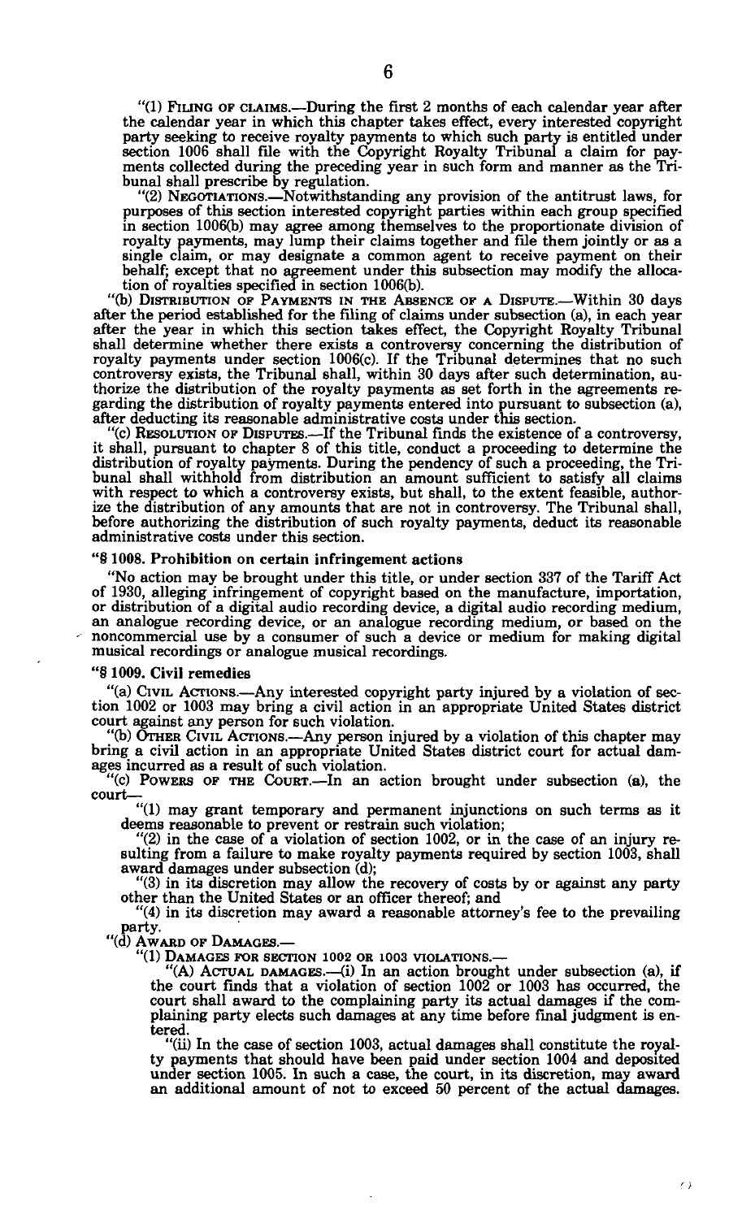"(1) FILING OF CLAIMS.—During the first 2 months of each calendar year after the calendar year in which this chapter takes effect, every interested copyright party seeking to receive royalty payments to which such party is entitled under section 1006 shall file with the Copyright Royalty Tribunal a claim for payments collected during the preceding year in such form and manner as the Tribunal shall prescribe by regulation.

"(2) NEGOTIATIONS.—Notwithstanding any provision of the antitrust laws, for purposes of this section interested copyright parties within each group specified in section 1006(b) may agree among themselves to the proportionate division of royalty payments, may lump their claims together and file them jointly or as a single claim, or may designate a common agent to receive payment on their behalf; except that no agreement under this subsection may modify the allocation of royalties specified in section 1006(b).

"(b) DISTRIBUTION OF PAYMENTS IN THE ABSENCE OF A DISPUTE.—Within 30 days after the period established for the filing of claims under subsection (a), in each year after the year in which this section takes effect, the Copyright Royalty Tribunal shall determine whether there exists a controversy concerning the distribution of royalty payments under section 1006(c). If the Tribunal determines that no such controversy exists, the Tribunal shall, within 30 days after such determination, authorize the distribution of the royalty payments as set forth in the agreements regarding the distribution of royalty payments entered into pursuant to subsection (a), after deducting its reasonable administrative costs under this section.

"(c) RESOLUTION OF DISPUTES.—If the Tribunal finds the existence of a controversy, it shall, pursuant to chapter 8 of this title, conduct a proceeding to determine the distribution of royalty payments. During the pendency of such a proceeding, the Tribunal shall withhold from distribution an amount sufficient to satisfy all claims with respect to which a controversy exists, but shall, to the extent feasible, authorize the distribution of any amounts that are not in controversy. The Tribunal shall, before authorizing the distribution of such royalty payments, deduct its reasonable administrative costs under this section.

**"§ 1008. Prohibition on certain infringement actions**

"No action may be brought under this title, or under section 337 of the Tariff Act of 1930, alleging infringement of copyright based on the manufacture, importation, or distribution of a digital audio recording device, a digital audio recording medium, an analogue recording device, or an analogue recording medium, or based on the noncommercial use by a consumer of such a device or medium for making digital musical recordings or analogue musical recordings.

**"§ 1009. Civil remedies**

"(a) CIVIL ACTIONS.—Any interested copyright party injured by a violation of section 1002 or 1003 may bring a civil action in an appropriate United States district court against any person for such violation.

"(b) OTHER CIVIL ACTIONS.—Any person injured by a violation of this chapter may bring a civil action in an appropriate United States district court for actual damages incurred as a result of such violation.

"(c) POWERS OF THE COURT.—In an action brought under subsection (a), the court—

"(1) may grant temporary and permanent injunctions on such terms as it deems reasonable to prevent or restrain such violation;

"(2) in the case of a violation of section 1002, or in the case of an injury resulting from a failure to make royalty payments required by section 1003, shall award damages under subsection (d);

"(3) in its discretion may allow the recovery of costs by or against any party other than the United States or an officer thereof; and

"(4) in its discretion may award a reasonable attorney's fee to the prevailing party.

"(d) AWARD OF DAMAGES.—

"(1) DAMAGES FOR SECTION 1002 OR 1003 VIOLATIONS.—

"(A) ACTUAL DAMAGES.—(i) In an action brought under subsection (a), if the court finds that a violation of section 1002 or 1003 has occurred, the court shall award to the complaining party its actual damages if the complaining party elects such damages at any time before final judgment is entered.

"(ii) In the case of section 1003, actual damages shall constitute the royalty payments that should have been paid under section 1004 and deposited under section 1005. In such a case, the court, in its discretion, may award an additional amount of not to exceed 50 percent of the actual damages.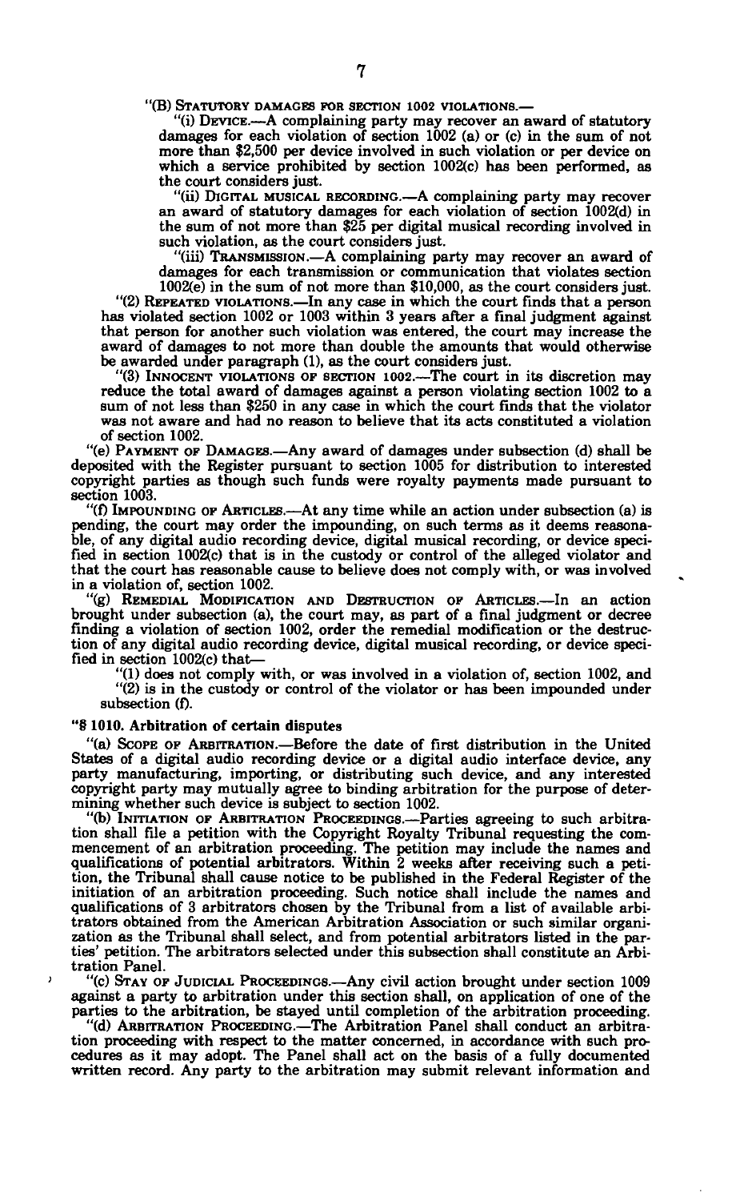"(B) STATUTORY DAMAGES FOR SECTION 1002 VIOLATIONS.—

"(i) DEVICE.—A complaining party may recover an award of statutory damages for each violation of section 1002 (a) or (c) in the sum of not more than $2,500 per device involved in such violation or per device on which a service prohibited by section 1002(c) has been performed, as the court considers just.

"(ii) DIGITAL MUSICAL RECORDING.—A complaining party may recover an award of statutory damages for each violation of section 1002(d) in the sum of not more than $25 per digital musical recording involved in such violation, as the court considers just.

"(iii) TRANSMISSION.—A complaining party may recover an award of damages for each transmission or communication that violates section 1002(e) in the sum of not more than $10,000, as the court considers just.

"(2) REPEATED VIOLATIONS.—In any case in which the court finds that a person has violated section 1002 or 1003 within 3 years after a final judgment against that person for another such violation was entered, the court may increase the award of damages to not more than double the amounts that would otherwise be awarded under paragraph (1), as the court considers just.

"(3) INNOCENT VIOLATIONS OF SECTION 1002.—The court in its discretion may reduce the total award of damages against a person violating section 1002 to a sum of not less than $250 in any case in which the court finds that the violator was not aware and had no reason to believe that its acts constituted a violation of section 1002.

"(e) PAYMENT OF DAMAGES.—Any award of damages under subsection (d) shall be deposited with the Register pursuant to section 1005 for distribution to interested copyright parties as though such funds were royalty payments made pursuant to section 1003.

"(f) IMPOUNDING OF ARTICLES.—At any time while an action under subsection (a) is pending, the court may order the impounding, on such terms as it deems reasonable, of any digital audio recording device, digital musical recording, or device specified in section 1002(c) that is in the custody or control of the alleged violator and that the court has reasonable cause to believe does not comply with, or was involved in a violation of, section 1002.

"(g) REMEDIAL MODIFICATION AND DESTRUCTION OF ARTICLES.—In an action brought under subsection (a), the court may, as part of a final judgment or decree finding a violation of section 1002, order the remedial modification or the destruction of any digital audio recording device, digital musical recording, or device specified in section 1002(c) that—

"(1) does not comply with, or was involved in a violation of, section 1002, and

"(2) is in the custody or control of the violator or has been impounded under subsection (f).

**"§ 1010. Arbitration of certain disputes**

"(a) SCOPE OF ARBITRATION.—Before the date of first distribution in the United States of a digital audio recording device or a digital audio interface device, any party manufacturing, importing, or distributing such device, and any interested copyright party may mutually agree to binding arbitration for the purpose of determining whether such device is subject to section 1002.

"(b) INITIATION OF ARBITRATION PROCEEDINGS.—Parties agreeing to such arbitration shall file a petition with the Copyright Royalty Tribunal requesting the commencement of an arbitration proceeding. The petition may include the names and qualifications of potential arbitrators. Within 2 weeks after receiving such a petition, the Tribunal shall cause notice to be published in the Federal Register of the initiation of an arbitration proceeding. Such notice shall include the names and qualifications of 3 arbitrators chosen by the Tribunal from a list of available arbitrators obtained from the American Arbitration Association or such similar organization as the Tribunal shall select, and from potential arbitrators listed in the parties' petition. The arbitrators selected under this subsection shall constitute an Arbitration Panel.

"(c) STAY OF JUDICIAL PROCEEDINGS.—Any civil action brought under section 1009 against a party to arbitration under this section shall, on application of one of the parties to the arbitration, be stayed until completion of the arbitration proceeding.

"(d) ARBITRATION PROCEEDING.—The Arbitration Panel shall conduct an arbitration proceeding with respect to the matter concerned, in accordance with such procedures as it may adopt. The Panel shall act on the basis of a fully documented written record. Any party to the arbitration may submit relevant information and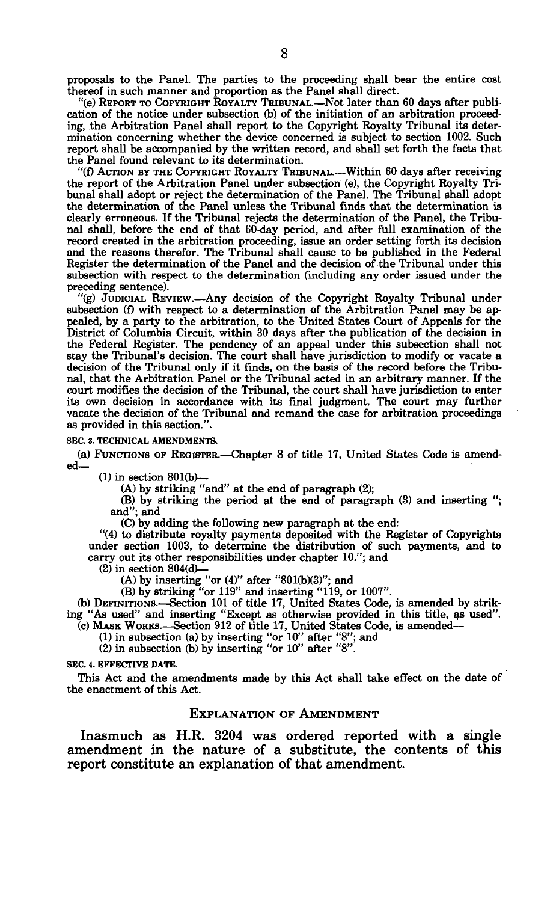proposals to the Panel. The parties to the proceeding shall bear the entire cost thereof in such manner and proportion as the Panel shall direct.

"(e) REPORT TO COPYRIGHT ROYALTY TRIBUNAL.—Not later than 60 days after publication of the notice under subsection (b) of the initiation of an arbitration proceeding, the Arbitration Panel shall report to the Copyright Royalty Tribunal its determination concerning whether the device concerned is subject to section 1002. Such report shall be accompanied by the written record, and shall set forth the facts that the Panel found relevant to its determination.

"(f) ACTION BY THE COPYRIGHT ROYALTY TRIBUNAL.—Within 60 days after receiving the report of the Arbitration Panel under subsection (e), the Copyright Royalty Tribunal shall adopt or reject the determination of the Panel. The Tribunal shall adopt the determination of the Panel unless the Tribunal finds that the determination is clearly erroneous. If the Tribunal rejects the determination of the Panel, the Tribunal shall, before the end of that 60-day period, and after full examination of the record created in the arbitration proceeding, issue an order setting forth its decision and the reasons therefor. The Tribunal shall cause to be published in the Federal Register the determination of the Panel and the decision of the Tribunal under this subsection with respect to the determination (including any order issued under the preceding sentence).

"(g) JUDICIAL REVIEW.—Any decision of the Copyright Royalty Tribunal under subsection (f) with respect to a determination of the Arbitration Panel may be appealed, by a party to the arbitration, to the United States Court of Appeals for the District of Columbia Circuit, within 30 days after the publication of the decision in the Federal Register. The pendency of an appeal under this subsection shall not stay the Tribunal's decision. The court shall have jurisdiction to modify or vacate a decision of the Tribunal only if it finds, on the basis of the record before the Tribunal, that the Arbitration Panel or the Tribunal acted in an arbitrary manner. If the court modifies the decision of the Tribunal, the court shall have jurisdiction to enter its own decision in accordance with its final judgment. The court may further vacate the decision of the Tribunal and remand the case for arbitration proceedings as provided in this section.".

**SEC. 3. TECHNICAL AMENDMENTS.**

(a) FUNCTIONS OF REGISTER.—Chapter 8 of title 17, United States Code is amended—

(1) in section 801(b)—

(A) by striking "and" at the end of paragraph (2);

(B) by striking the period at the end of paragraph (3) and inserting "; and"; and

(C) by adding the following new paragraph at the end:

"(4) to distribute royalty payments deposited with the Register of Copyrights under section 1003, to determine the distribution of such payments, and to carry out its other responsibilities under chapter 10."; and

(2) in section 804(d)—

(A) by inserting "or (4)" after "801(b)(3)"; and

(B) by striking "or 119" and inserting "119, or 1007".

(b) DEFINITIONS.—Section 101 of title 17, United States Code, is amended by striking "As used" and inserting "Except as otherwise provided in this title, as used".

(c) MASK WORKS.—Section 912 of title 17, United States Code, is amended—

(1) in subsection (a) by inserting "or 10" after "8"; and

(2) in subsection (b) by inserting "or 10" after "8".

**SEC. 4. EFFECTIVE DATE.**

This Act and the amendments made by this Act shall take effect on the date of the enactment of this Act.

## EXPLANATION OF AMENDMENT

Inasmuch as H.R. 3204 was ordered reported with a single amendment in the nature of a substitute, the contents of this report constitute an explanation of that amendment.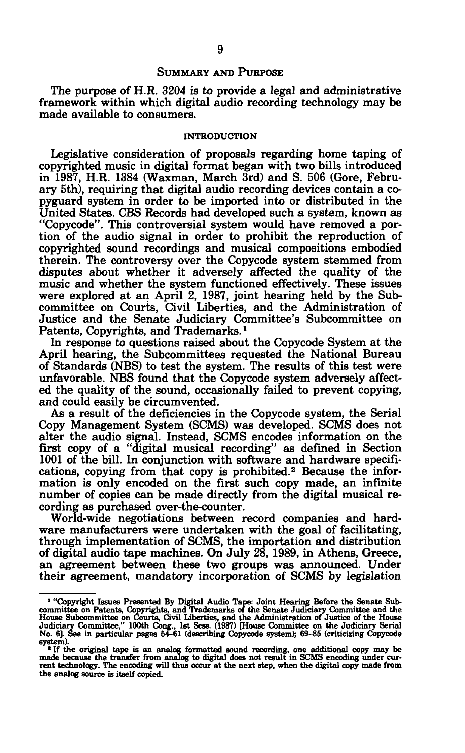## SUMMARY AND PURPOSE

The purpose of H.R. 3204 is to provide a legal and administrative framework within which digital audio recording technology may be made available to consumers.

### INTRODUCTION

Legislative consideration of proposals regarding home taping of copyrighted music in digital format began with two bills introduced in 1987, H.R. 1384 (Waxman, March 3rd) and S. 506 (Gore, February 5th), requiring that digital audio recording devices contain a copyguard system in order to be imported into or distributed in the United States. CBS Records had developed such a system, known as "Copycode". This controversial system would have removed a portion of the audio signal in order to prohibit the reproduction of copyrighted sound recordings and musical compositions embodied therein. The controversy over the Copycode system stemmed from disputes about whether it adversely affected the quality of the music and whether the system functioned effectively. These issues were explored at an April 2, 1987, joint hearing held by the Subcommittee on Courts, Civil Liberties, and the Administration of Justice and the Senate Judiciary Committee's Subcommittee on Patents, Copyrights, and Trademarks.[1]

In response to questions raised about the Copycode System at the April hearing, the Subcommittees requested the National Bureau of Standards (NBS) to test the system. The results of this test were unfavorable. NBS found that the Copycode system adversely affected the quality of the sound, occasionally failed to prevent copying, and could easily be circumvented.

As a result of the deficiencies in the Copycode system, the Serial Copy Management System (SCMS) was developed. SCMS does not alter the audio signal. Instead, SCMS encodes information on the first copy of a "digital musical recording" as defined in Section 1001 of the bill. In conjunction with software and hardware specifications, copying from that copy is prohibited.[2] Because the information is only encoded on the first such copy made, an infinite number of copies can be made directly from the digital musical recording as purchased over-the-counter.

World-wide negotiations between record companies and hardware manufacturers were undertaken with the goal of facilitating, through implementation of SCMS, the importation and distribution of digital audio tape machines. On July 28, 1989, in Athens, Greece, an agreement between these two groups was announced. Under their agreement, mandatory incorporation of SCMS by legislation

---

[1] "Copyright Issues Presented By Digital Audio Tape: Joint Hearing Before the Senate Subcommittee on Patents, Copyrights, and Trademarks of the Senate Judiciary Committee and the House Subcommittee on Courts, Civil Liberties, and the Administration of Justice of the House Judiciary Committee," 100th Cong., 1st Sess. (1987) [House Committee on the Judiciary Serial No. 6]. See in particular pages 54–61 (describing Copycode system); 69–85 (criticizing Copycode system).

[2] If the original tape is an analog formatted sound recording, one additional copy may be made because the transfer from analog to digital does not result in SCMS encoding under current technology. The encoding will thus occur at the next step, when the digital copy made from the analog source is itself copied.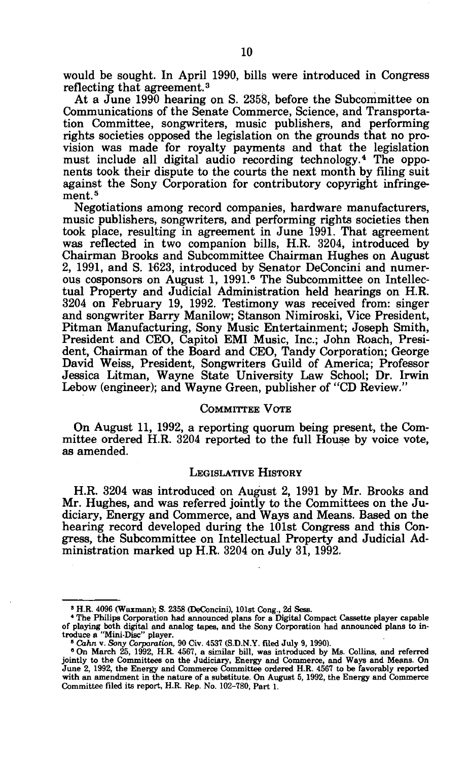would be sought. In April 1990, bills were introduced in Congress reflecting that agreement.[3]

At a June 1990 hearing on S. 2358, before the Subcommittee on Communications of the Senate Commerce, Science, and Transportation Committee, songwriters, music publishers, and performing rights societies opposed the legislation on the grounds that no provision was made for royalty payments and that the legislation must include all digital audio recording technology.[4] The opponents took their dispute to the courts the next month by filing suit against the Sony Corporation for contributory copyright infringement.[5]

Negotiations among record companies, hardware manufacturers, music publishers, songwriters, and performing rights societies then took place, resulting in agreement in June 1991. That agreement was reflected in two companion bills, H.R. 3204, introduced by Chairman Brooks and Subcommittee Chairman Hughes on August 2, 1991, and S. 1623, introduced by Senator DeConcini and numerous cosponsors on August 1, 1991.[6] The Subcommittee on Intellectual Property and Judicial Administration held hearings on H.R. 3204 on February 19, 1992. Testimony was received from: singer and songwriter Barry Manilow; Stanson Nimiroski, Vice President, Pitman Manufacturing, Sony Music Entertainment; Joseph Smith, President and CEO, Capitol EMI Music, Inc.; John Roach, President, Chairman of the Board and CEO, Tandy Corporation; George David Weiss, President, Songwriters Guild of America; Professor Jessica Litman, Wayne State University Law School; Dr. Irwin Lebow (engineer); and Wayne Green, publisher of "CD Review."

## COMMITTEE VOTE

On August 11, 1992, a reporting quorum being present, the Committee ordered H.R. 3204 reported to the full House by voice vote, as amended.

## LEGISLATIVE HISTORY

H.R. 3204 was introduced on August 2, 1991 by Mr. Brooks and Mr. Hughes, and was referred jointly to the Committees on the Judiciary, Energy and Commerce, and Ways and Means. Based on the hearing record developed during the 101st Congress and this Congress, the Subcommittee on Intellectual Property and Judicial Administration marked up H.R. 3204 on July 31, 1992.

---

[3] H.R. 4096 (Waxman); S. 2358 (DeConcini), 101st Cong., 2d Sess.

[4] The Philips Corporation had announced plans for a Digital Compact Cassette player capable of playing both digital and analog tapes, and the Sony Corporation had announced plans to introduce a "Mini-Disc" player.

[5] *Cahn* v. *Sony Corporation*, 90 Civ. 4537 (S.D.N.Y. filed July 9, 1990).

[6] On March 25, 1992, H.R. 4567, a similar bill, was introduced by Ms. Collins, and referred jointly to the Committees on the Judiciary, Energy and Commerce, and Ways and Means. On June 2, 1992, the Energy and Commerce Committee ordered H.R. 4567 to be favorably reported with an amendment in the nature of a substitute. On August 5, 1992, the Energy and Commerce Committee filed its report, H.R. Rep. No. 102-780, Part 1.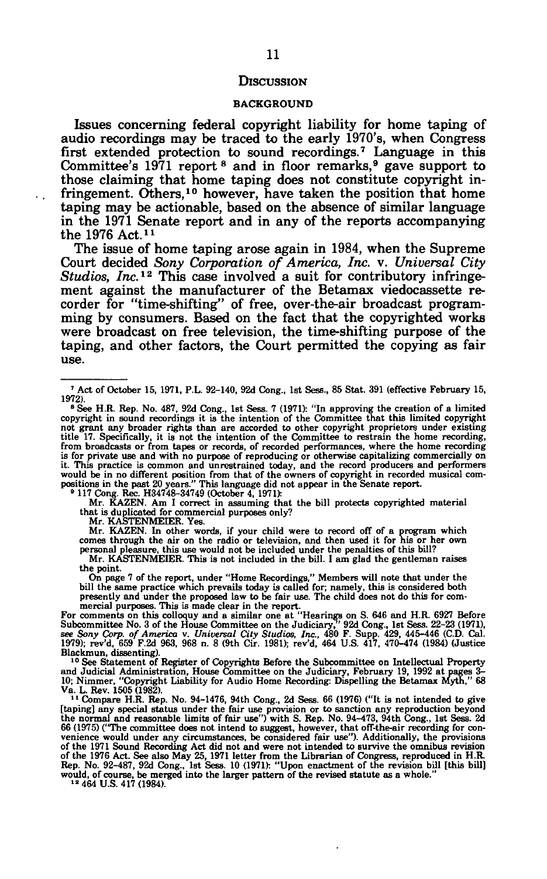## DISCUSSION

### BACKGROUND

Issues concerning federal copyright liability for home taping of audio recordings may be traced to the early 1970's, when Congress first extended protection to sound recordings.[7] Language in this Committee's 1971 report [8] and in floor remarks,[9] gave support to those claiming that home taping does not constitute copyright infringement. Others,[10] however, have taken the position that home taping may be actionable, based on the absence of similar language in the 1971 Senate report and in any of the reports accompanying the 1976 Act.[11]

The issue of home taping arose again in 1984, when the Supreme Court decided *Sony Corporation of America, Inc.* v. *Universal City Studios, Inc.*[12] This case involved a suit for contributory infringement against the manufacturer of the Betamax viedocassette recorder for "time-shifting" of free, over-the-air broadcast programming by consumers. Based on the fact that the copyrighted works were broadcast on free television, the time-shifting purpose of the taping, and other factors, the Court permitted the copying as fair use.

---

[7] Act of October 15, 1971, P.L. 92-140, 92d Cong., 1st Sess., 85 Stat. 391 (effective February 15, 1972).

[8] See H.R. Rep. No. 487, 92d Cong., 1st Sess. 7 (1971): "In approving the creation of a limited copyright in sound recordings it is the intention of the Committee that this limited copyright not grant any broader rights than are accorded to other copyright proprietors under existing title 17. Specifically, it is not the intention of the Committee to restrain the home recording, from broadcasts or from tapes or records, of recorded performances, where the home recording is for private use and with no purpose of reproducing or otherwise capitalizing commercially on it. This practice is common and unrestrained today, and the record producers and performers would be in no different position from that of the owners of copyright in recorded musical compositions in the past 20 years." This language did not appear in the Senate report.

[9] 117 Cong. Rec. H34748-34749 (October 4, 1971):

Mr. KAZEN. Am I correct in assuming that the bill protects copyrighted material that is duplicated for commercial purposes only?

Mr. KASTENMEIER. Yes.

Mr. KAZEN. In other words, if your child were to record off of a program which comes through the air on the radio or television, and then used it for his or her own personal pleasure, this use would not be included under the penalties of this bill?

Mr. KASTENMEIER. This is not included in the bill. I am glad the gentleman raises the point.

On page 7 of the report, under "Home Recordings," Members will note that under the bill the same practice which prevails today is called for; namely, this is considered both presently and under the proposed law to be fair use. The child does not do this for commercial purposes. This is made clear in the report.

For comments on this colloquy and a similar one at "Hearings on S. 646 and H.R. 6927 Before Subcommittee No. 3 of the House Committee on the Judiciary," 92d Cong., 1st Sess. 22-23 (1971), *see Sony Corp. of America* v. *Universal City Studios, Inc.*, 480 F. Supp. 429, 445-446 (C.D. Cal. 1979); rev'd, 659 F.2d 963, 968 n. 8 (9th Cir. 1981); rev'd, 464 U.S. 417, 470-474 (1984) (Justice Blackmun, dissenting).

[10] See Statement of Register of Copyrights Before the Subcommittee on Intellectual Property and Judicial Administration, House Committee on the Judiciary, February 19, 1992 at pages 3-10; Nimmer, "Copyright Liability for Audio Home Recording: Dispelling the Betamax Myth," 68 Va. L. Rev. 1505 (1982).

[11] Compare H.R. Rep. No. 94-1476, 94th Cong., 2d Sess. 66 (1976) ("It is not intended to give [taping] any special status under the fair use provision or to sanction any reproduction beyond the normal and reasonable limits of fair use") with S. Rep. No. 94-473, 94th Cong., 1st Sess. 2d 66 (1975) ("The committee does not intend to suggest, however, that off-the-air recording for convenience would under any circumstances, be considered fair use"). Additionally, the provisions of the 1971 Sound Recording Act did not and were not intended to survive the omnibus revision of the 1976 Act. See also May 25, 1971 letter from the Librarian of Congress, reproduced in H.R. Rep. No. 92-487, 92d Cong., 1st Sess. 10 (1971): "Upon enactment of the revision bill [this bill] would, of course, be merged into the larger pattern of the revised statute as a whole."

[12] 464 U.S. 417 (1984).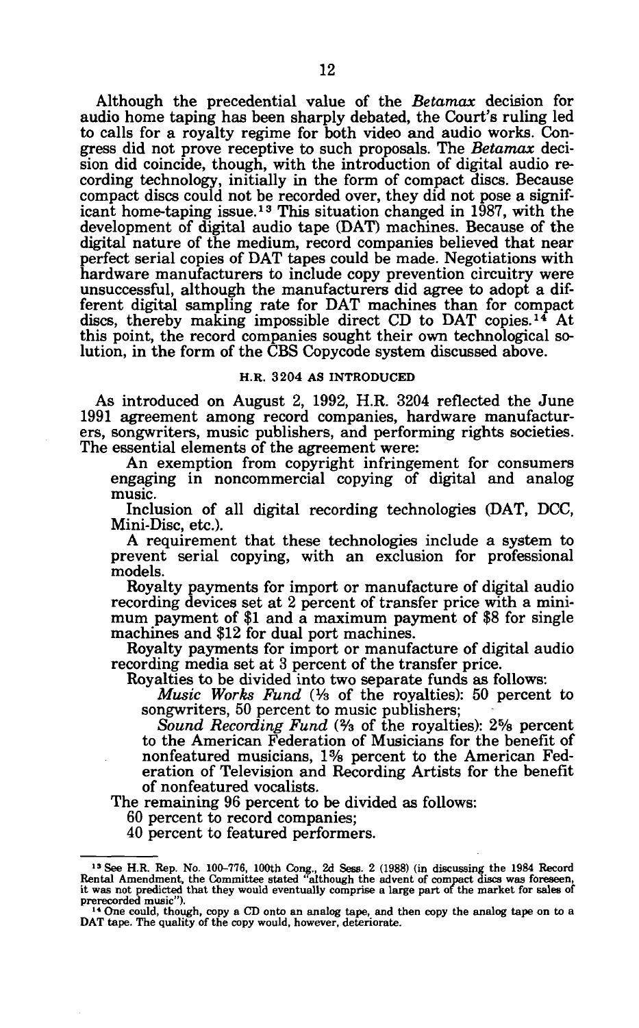Although the precedential value of the *Betamax* decision for audio home taping has been sharply debated, the Court's ruling led to calls for a royalty regime for both video and audio works. Congress did not prove receptive to such proposals. The *Betamax* decision did coincide, though, with the introduction of digital audio recording technology, initially in the form of compact discs. Because compact discs could not be recorded over, they did not pose a significant home-taping issue.[13] This situation changed in 1987, with the development of digital audio tape (DAT) machines. Because of the digital nature of the medium, record companies believed that near perfect serial copies of DAT tapes could be made. Negotiations with hardware manufacturers to include copy prevention circuitry were unsuccessful, although the manufacturers did agree to adopt a different digital sampling rate for DAT machines than for compact discs, thereby making impossible direct CD to DAT copies.[14] At this point, the record companies sought their own technological solution, in the form of the CBS Copycode system discussed above.

## H.R. 3204 AS INTRODUCED

As introduced on August 2, 1992, H.R. 3204 reflected the June 1991 agreement among record companies, hardware manufacturers, songwriters, music publishers, and performing rights societies. The essential elements of the agreement were:

An exemption from copyright infringement for consumers engaging in noncommercial copying of digital and analog music.

Inclusion of all digital recording technologies (DAT, DCC, Mini-Disc, etc.).

A requirement that these technologies include a system to prevent serial copying, with an exclusion for professional models.

Royalty payments for import or manufacture of digital audio recording devices set at 2 percent of transfer price with a minimum payment of $1 and a maximum payment of $8 for single machines and $12 for dual port machines.

Royalty payments for import or manufacture of digital audio recording media set at 3 percent of the transfer price.

Royalties to be divided into two separate funds as follows:

*Music Works Fund* (1/3 of the royalties): 50 percent to songwriters, 50 percent to music publishers;

*Sound Recording Fund* (2/3 of the royalties): 2 5/8 percent to the American Federation of Musicians for the benefit of nonfeatured musicians, 1 3/8 percent to the American Federation of Television and Recording Artists for the benefit of nonfeatured vocalists.

The remaining 96 percent to be divided as follows:

60 percent to record companies;

40 percent to featured performers.

---

[13] See H.R. Rep. No. 100-776, 100th Cong., 2d Sess. 2 (1988) (in discussing the 1984 Record Rental Amendment, the Committee stated "although the advent of compact discs was foreseen, it was not predicted that they would eventually comprise a large part of the market for sales of prerecorded music").

[14] One could, though, copy a CD onto an analog tape, and then copy the analog tape on to a DAT tape. The quality of the copy would, however, deteriorate.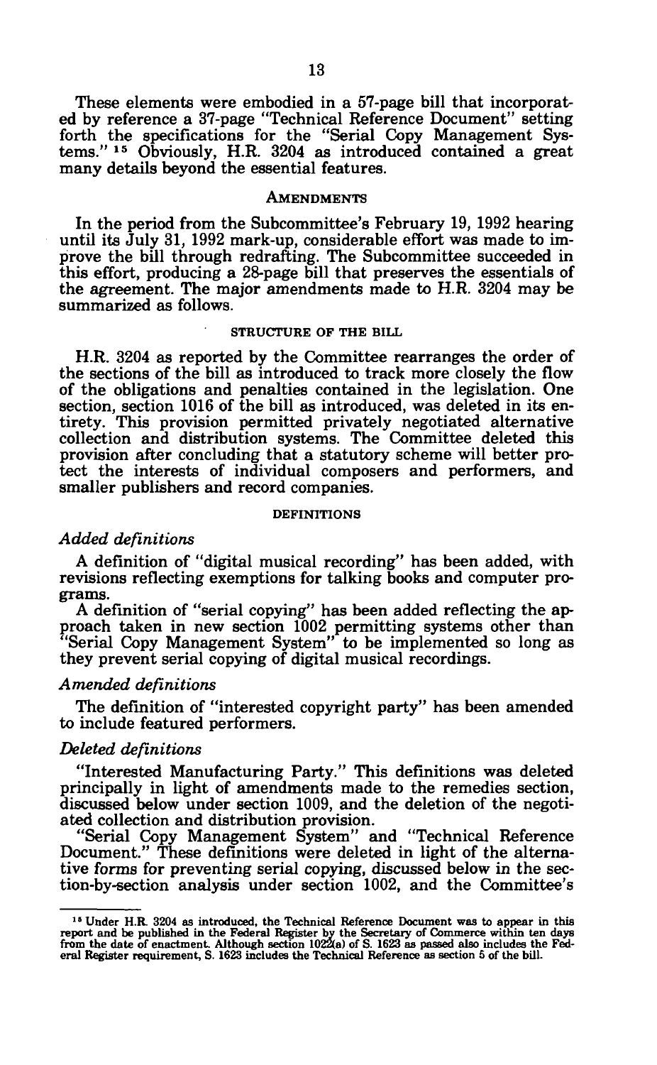These elements were embodied in a 57-page bill that incorporated by reference a 37-page "Technical Reference Document" setting forth the specifications for the "Serial Copy Management Systems."[15] Obviously, H.R. 3204 as introduced contained a great many details beyond the essential features.

## AMENDMENTS

In the period from the Subcommittee's February 19, 1992 hearing until its July 31, 1992 mark-up, considerable effort was made to improve the bill through redrafting. The Subcommittee succeeded in this effort, producing a 28-page bill that preserves the essentials of the agreement. The major amendments made to H.R. 3204 may be summarized as follows.

### STRUCTURE OF THE BILL

H.R. 3204 as reported by the Committee rearranges the order of the sections of the bill as introduced to track more closely the flow of the obligations and penalties contained in the legislation. One section, section 1016 of the bill as introduced, was deleted in its entirety. This provision permitted privately negotiated alternative collection and distribution systems. The Committee deleted this provision after concluding that a statutory scheme will better protect the interests of individual composers and performers, and smaller publishers and record companies.

### DEFINITIONS

#### *Added definitions*

A definition of "digital musical recording" has been added, with revisions reflecting exemptions for talking books and computer programs.

A definition of "serial copying" has been added reflecting the approach taken in new section 1002 permitting systems other than "Serial Copy Management System" to be implemented so long as they prevent serial copying of digital musical recordings.

#### *Amended definitions*

The definition of "interested copyright party" has been amended to include featured performers.

#### *Deleted definitions*

"Interested Manufacturing Party." This definitions was deleted principally in light of amendments made to the remedies section, discussed below under section 1009, and the deletion of the negotiated collection and distribution provision.

"Serial Copy Management System" and "Technical Reference Document." These definitions were deleted in light of the alternative forms for preventing serial copying, discussed below in the section-by-section analysis under section 1002, and the Committee's

---

[15] Under H.R. 3204 as introduced, the Technical Reference Document was to appear in this report and be published in the Federal Register by the Secretary of Commerce within ten days from the date of enactment. Although section 1022(a) of S. 1623 as passed also includes the Federal Register requirement, S. 1623 includes the Technical Reference as section 5 of the bill.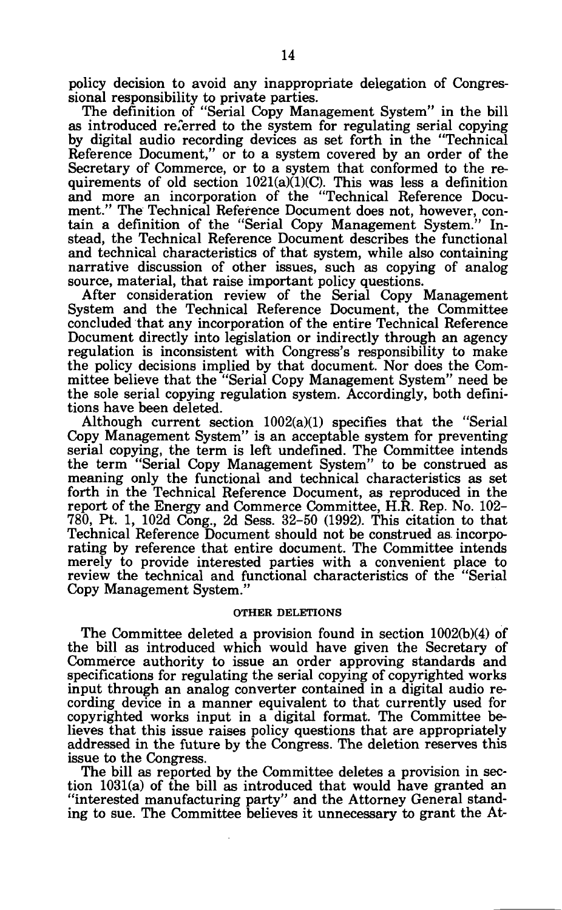policy decision to avoid any inappropriate delegation of Congressional responsibility to private parties.

The definition of "Serial Copy Management System" in the bill as introduced referred to the system for regulating serial copying by digital audio recording devices as set forth in the "Technical Reference Document," or to a system covered by an order of the Secretary of Commerce, or to a system that conformed to the requirements of old section 1021(a)(1)(C). This was less a definition and more an incorporation of the "Technical Reference Document." The Technical Reference Document does not, however, contain a definition of the "Serial Copy Management System." Instead, the Technical Reference Document describes the functional and technical characteristics of that system, while also containing narrative discussion of other issues, such as copying of analog source, material, that raise important policy questions.

After consideration review of the Serial Copy Management System and the Technical Reference Document, the Committee concluded that any incorporation of the entire Technical Reference Document directly into legislation or indirectly through an agency regulation is inconsistent with Congress's responsibility to make the policy decisions implied by that document. Nor does the Committee believe that the "Serial Copy Management System" need be the sole serial copying regulation system. Accordingly, both definitions have been deleted.

Although current section 1002(a)(1) specifies that the "Serial Copy Management System" is an acceptable system for preventing serial copying, the term is left undefined. The Committee intends the term "Serial Copy Management System" to be construed as meaning only the functional and technical characteristics as set forth in the Technical Reference Document, as reproduced in the report of the Energy and Commerce Committee, H.R. Rep. No. 102-780, Pt. 1, 102d Cong., 2d Sess. 32-50 (1992). This citation to that Technical Reference Document should not be construed as incorporating by reference that entire document. The Committee intends merely to provide interested parties with a convenient place to review the technical and functional characteristics of the "Serial Copy Management System."

#### OTHER DELETIONS

The Committee deleted a provision found in section 1002(b)(4) of the bill as introduced which would have given the Secretary of Commerce authority to issue an order approving standards and specifications for regulating the serial copying of copyrighted works input through an analog converter contained in a digital audio recording device in a manner equivalent to that currently used for copyrighted works input in a digital format. The Committee believes that this issue raises policy questions that are appropriately addressed in the future by the Congress. The deletion reserves this issue to the Congress.

The bill as reported by the Committee deletes a provision in section 1031(a) of the bill as introduced that would have granted an "interested manufacturing party" and the Attorney General standing to sue. The Committee believes it unnecessary to grant the At-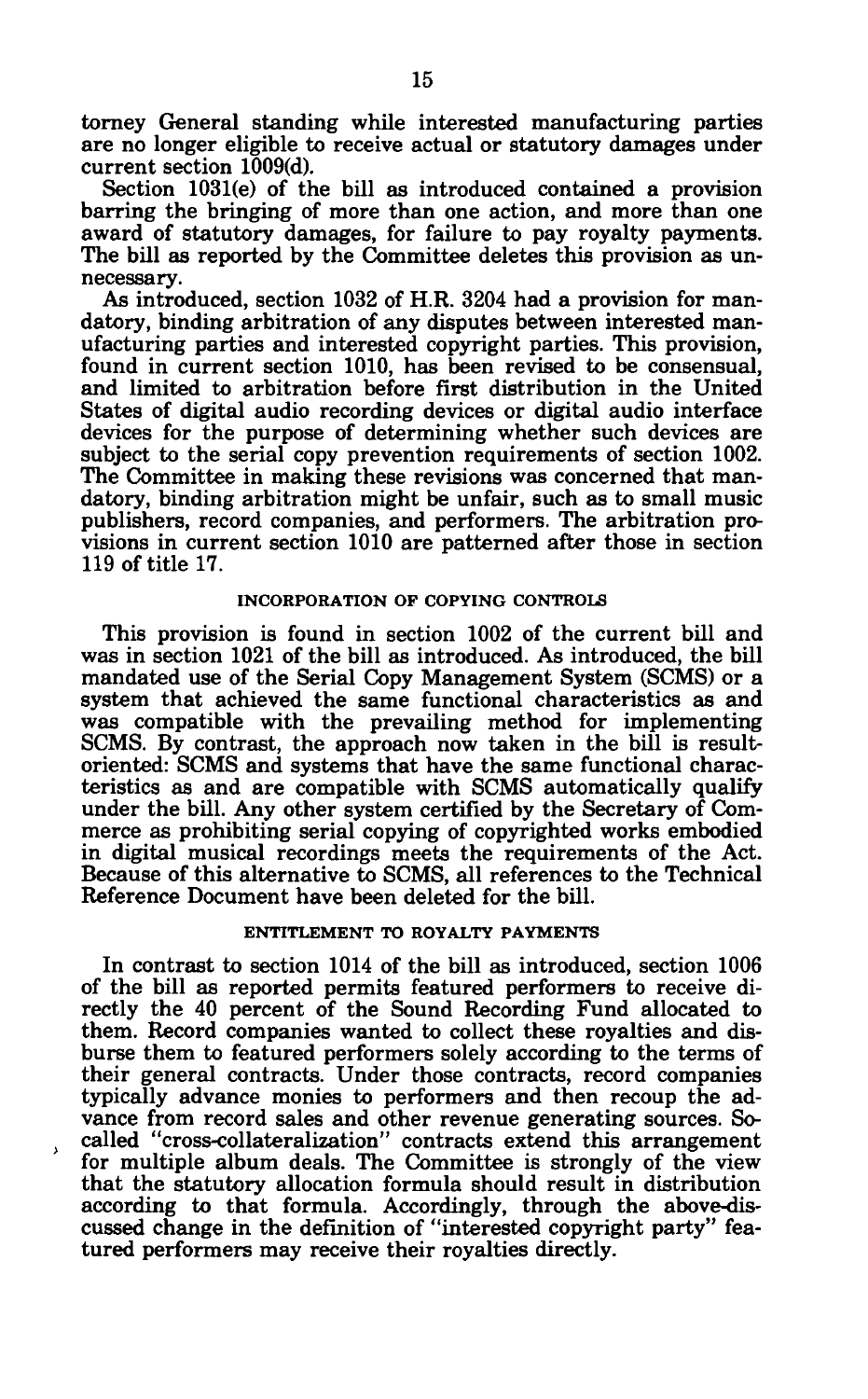torney General standing while interested manufacturing parties are no longer eligible to receive actual or statutory damages under current section 1009(d).

Section 1031(e) of the bill as introduced contained a provision barring the bringing of more than one action, and more than one award of statutory damages, for failure to pay royalty payments. The bill as reported by the Committee deletes this provision as unnecessary.

As introduced, section 1032 of H.R. 3204 had a provision for mandatory, binding arbitration of any disputes between interested manufacturing parties and interested copyright parties. This provision, found in current section 1010, has been revised to be consensual, and limited to arbitration before first distribution in the United States of digital audio recording devices or digital audio interface devices for the purpose of determining whether such devices are subject to the serial copy prevention requirements of section 1002. The Committee in making these revisions was concerned that mandatory, binding arbitration might be unfair, such as to small music publishers, record companies, and performers. The arbitration provisions in current section 1010 are patterned after those in section 119 of title 17.

### INCORPORATION OF COPYING CONTROLS

This provision is found in section 1002 of the current bill and was in section 1021 of the bill as introduced. As introduced, the bill mandated use of the Serial Copy Management System (SCMS) or a system that achieved the same functional characteristics as and was compatible with the prevailing method for implementing SCMS. By contrast, the approach now taken in the bill is result-oriented: SCMS and systems that have the same functional characteristics as and are compatible with SCMS automatically qualify under the bill. Any other system certified by the Secretary of Commerce as prohibiting serial copying of copyrighted works embodied in digital musical recordings meets the requirements of the Act. Because of this alternative to SCMS, all references to the Technical Reference Document have been deleted for the bill.

### ENTITLEMENT TO ROYALTY PAYMENTS

In contrast to section 1014 of the bill as introduced, section 1006 of the bill as reported permits featured performers to receive directly the 40 percent of the Sound Recording Fund allocated to them. Record companies wanted to collect these royalties and disburse them to featured performers solely according to the terms of their general contracts. Under those contracts, record companies typically advance monies to performers and then recoup the advance from record sales and other revenue generating sources. So-called "cross-collateralization" contracts extend this arrangement for multiple album deals. The Committee is strongly of the view that the statutory allocation formula should result in distribution according to that formula. Accordingly, through the above-discussed change in the definition of "interested copyright party" featured performers may receive their royalties directly.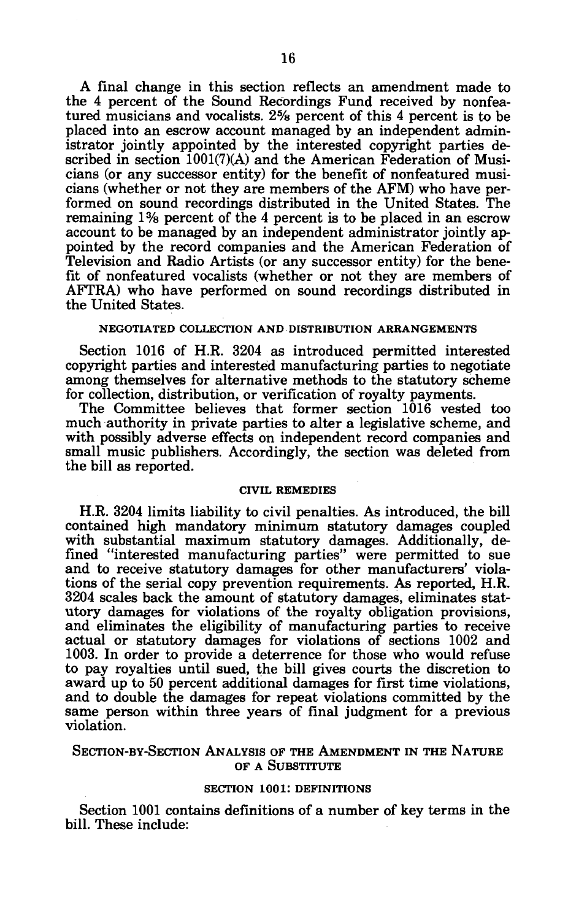A final change in this section reflects an amendment made to the 4 percent of the Sound Recordings Fund received by nonfeatured musicians and vocalists. 2⅝ percent of this 4 percent is to be placed into an escrow account managed by an independent administrator jointly appointed by the interested copyright parties described in section 1001(7)(A) and the American Federation of Musicians (or any successor entity) for the benefit of nonfeatured musicians (whether or not they are members of the AFM) who have performed on sound recordings distributed in the United States. The remaining 1⅜ percent of the 4 percent is to be placed in an escrow account to be managed by an independent administrator jointly appointed by the record companies and the American Federation of Television and Radio Artists (or any successor entity) for the benefit of nonfeatured vocalists (whether or not they are members of AFTRA) who have performed on sound recordings distributed in the United States.

### NEGOTIATED COLLECTION AND DISTRIBUTION ARRANGEMENTS

Section 1016 of H.R. 3204 as introduced permitted interested copyright parties and interested manufacturing parties to negotiate among themselves for alternative methods to the statutory scheme for collection, distribution, or verification of royalty payments.

The Committee believes that former section 1016 vested too much authority in private parties to alter a legislative scheme, and with possibly adverse effects on independent record companies and small music publishers. Accordingly, the section was deleted from the bill as reported.

### CIVIL REMEDIES

H.R. 3204 limits liability to civil penalties. As introduced, the bill contained high mandatory minimum statutory damages coupled with substantial maximum statutory damages. Additionally, defined "interested manufacturing parties" were permitted to sue and to receive statutory damages for other manufacturers' violations of the serial copy prevention requirements. As reported, H.R. 3204 scales back the amount of statutory damages, eliminates statutory damages for violations of the royalty obligation provisions, and eliminates the eligibility of manufacturing parties to receive actual or statutory damages for violations of sections 1002 and 1003. In order to provide a deterrence for those who would refuse to pay royalties until sued, the bill gives courts the discretion to award up to 50 percent additional damages for first time violations, and to double the damages for repeat violations committed by the same person within three years of final judgment for a previous violation.

## SECTION-BY-SECTION ANALYSIS OF THE AMENDMENT IN THE NATURE OF A SUBSTITUTE

### SECTION 1001: DEFINITIONS

Section 1001 contains definitions of a number of key terms in the bill. These include: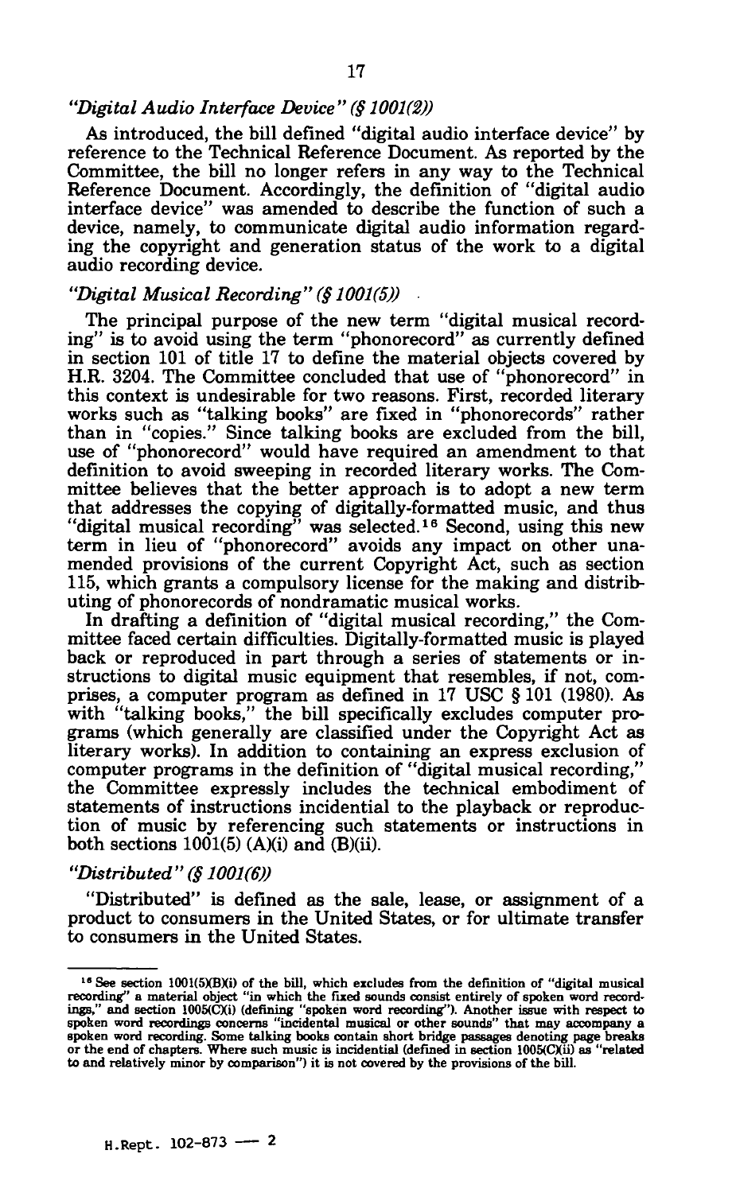### *"Digital Audio Interface Device" (§ 1001(2))*

As introduced, the bill defined "digital audio interface device" by reference to the Technical Reference Document. As reported by the Committee, the bill no longer refers in any way to the Technical Reference Document. Accordingly, the definition of "digital audio interface device" was amended to describe the function of such a device, namely, to communicate digital audio information regarding the copyright and generation status of the work to a digital audio recording device.

### *"Digital Musical Recording" (§ 1001(5))*

The principal purpose of the new term "digital musical recording" is to avoid using the term "phonorecord" as currently defined in section 101 of title 17 to define the material objects covered by H.R. 3204. The Committee concluded that use of "phonorecord" in this context is undesirable for two reasons. First, recorded literary works such as "talking books" are fixed in "phonorecords" rather than in "copies." Since talking books are excluded from the bill, use of "phonorecord" would have required an amendment to that definition to avoid sweeping in recorded literary works. The Committee believes that the better approach is to adopt a new term that addresses the copying of digitally-formatted music, and thus "digital musical recording" was selected.[16] Second, using this new term in lieu of "phonorecord" avoids any impact on other unamended provisions of the current Copyright Act, such as section 115, which grants a compulsory license for the making and distributing of phonorecords of nondramatic musical works.

In drafting a definition of "digital musical recording," the Committee faced certain difficulties. Digitally-formatted music is played back or reproduced in part through a series of statements or instructions to digital music equipment that resembles, if not, comprises, a computer program as defined in 17 USC § 101 (1980). As with "talking books," the bill specifically excludes computer programs (which generally are classified under the Copyright Act as literary works). In addition to containing an express exclusion of computer programs in the definition of "digital musical recording," the Committee expressly includes the technical embodiment of statements of instructions incidental to the playback or reproduction of music by referencing such statements or instructions in both sections 1001(5) (A)(i) and (B)(ii).

### *"Distributed" (§ 1001(6))*

"Distributed" is defined as the sale, lease, or assignment of a product to consumers in the United States, or for ultimate transfer to consumers in the United States.

---

[16] See section 1001(5)(B)(i) of the bill, which excludes from the definition of "digital musical recording" a material object "in which the fixed sounds consist entirely of spoken word recordings," and section 1005(C)(i) (defining "spoken word recording"). Another issue with respect to spoken word recordings concerns "incidental musical or other sounds" that may accompany a spoken word recording. Some talking books contain short bridge passages denoting page breaks or the end of chapters. Where such music is incidental (defined in section 1005(C)(ii) as "related to and relatively minor by comparison") it is not covered by the provisions of the bill.

H.Rept. 102-873 — 2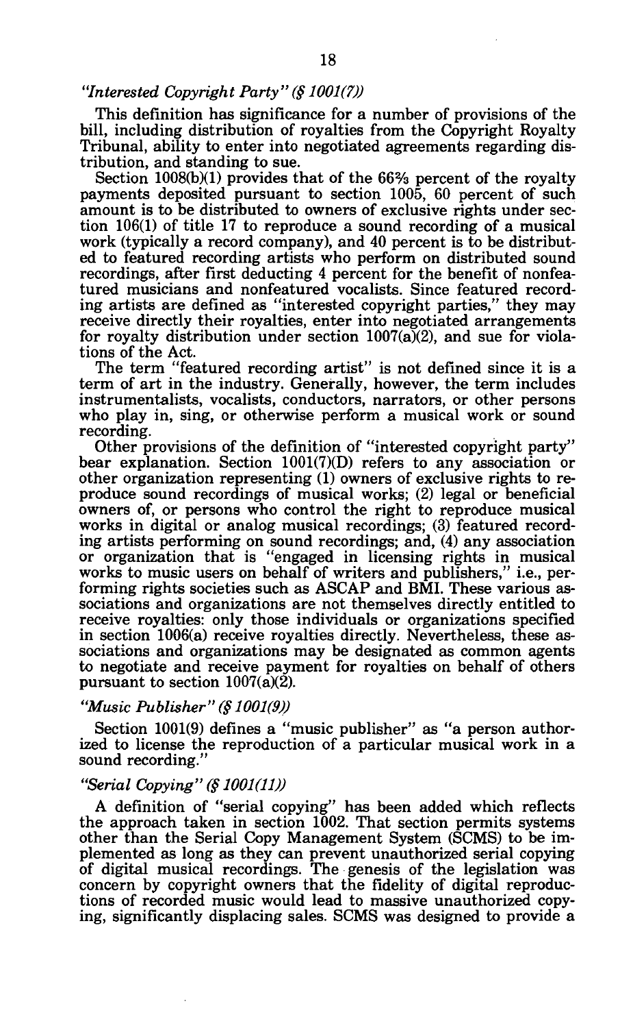### *"Interested Copyright Party" (§ 1001(7))*

This definition has significance for a number of provisions of the bill, including distribution of royalties from the Copyright Royalty Tribunal, ability to enter into negotiated agreements regarding distribution, and standing to sue.

Section 1008(b)(1) provides that of the 66⅔ percent of the royalty payments deposited pursuant to section 1005, 60 percent of such amount is to be distributed to owners of exclusive rights under section 106(1) of title 17 to reproduce a sound recording of a musical work (typically a record company), and 40 percent is to be distributed to featured recording artists who perform on distributed sound recordings, after first deducting 4 percent for the benefit of nonfeatured musicians and nonfeatured vocalists. Since featured recording artists are defined as "interested copyright parties," they may receive directly their royalties, enter into negotiated arrangements for royalty distribution under section 1007(a)(2), and sue for violations of the Act.

The term "featured recording artist" is not defined since it is a term of art in the industry. Generally, however, the term includes instrumentalists, vocalists, conductors, narrators, or other persons who play in, sing, or otherwise perform a musical work or sound recording.

Other provisions of the definition of "interested copyright party" bear explanation. Section 1001(7)(D) refers to any association or other organization representing (1) owners of exclusive rights to reproduce sound recordings of musical works; (2) legal or beneficial owners of, or persons who control the right to reproduce musical works in digital or analog musical recordings; (3) featured recording artists performing on sound recordings; and, (4) any association or organization that is "engaged in licensing rights in musical works to music users on behalf of writers and publishers," i.e., performing rights societies such as ASCAP and BMI. These various associations and organizations are not themselves directly entitled to receive royalties: only those individuals or organizations specified in section 1006(a) receive royalties directly. Nevertheless, these associations and organizations may be designated as common agents to negotiate and receive payment for royalties on behalf of others pursuant to section 1007(a)(2).

### *"Music Publisher" (§ 1001(9))*

Section 1001(9) defines a "music publisher" as "a person authorized to license the reproduction of a particular musical work in a sound recording."

### *"Serial Copying" (§ 1001(11))*

A definition of "serial copying" has been added which reflects the approach taken in section 1002. That section permits systems other than the Serial Copy Management System (SCMS) to be implemented as long as they can prevent unauthorized serial copying of digital musical recordings. The genesis of the legislation was concern by copyright owners that the fidelity of digital reproductions of recorded music would lead to massive unauthorized copying, significantly displacing sales. SCMS was designed to provide a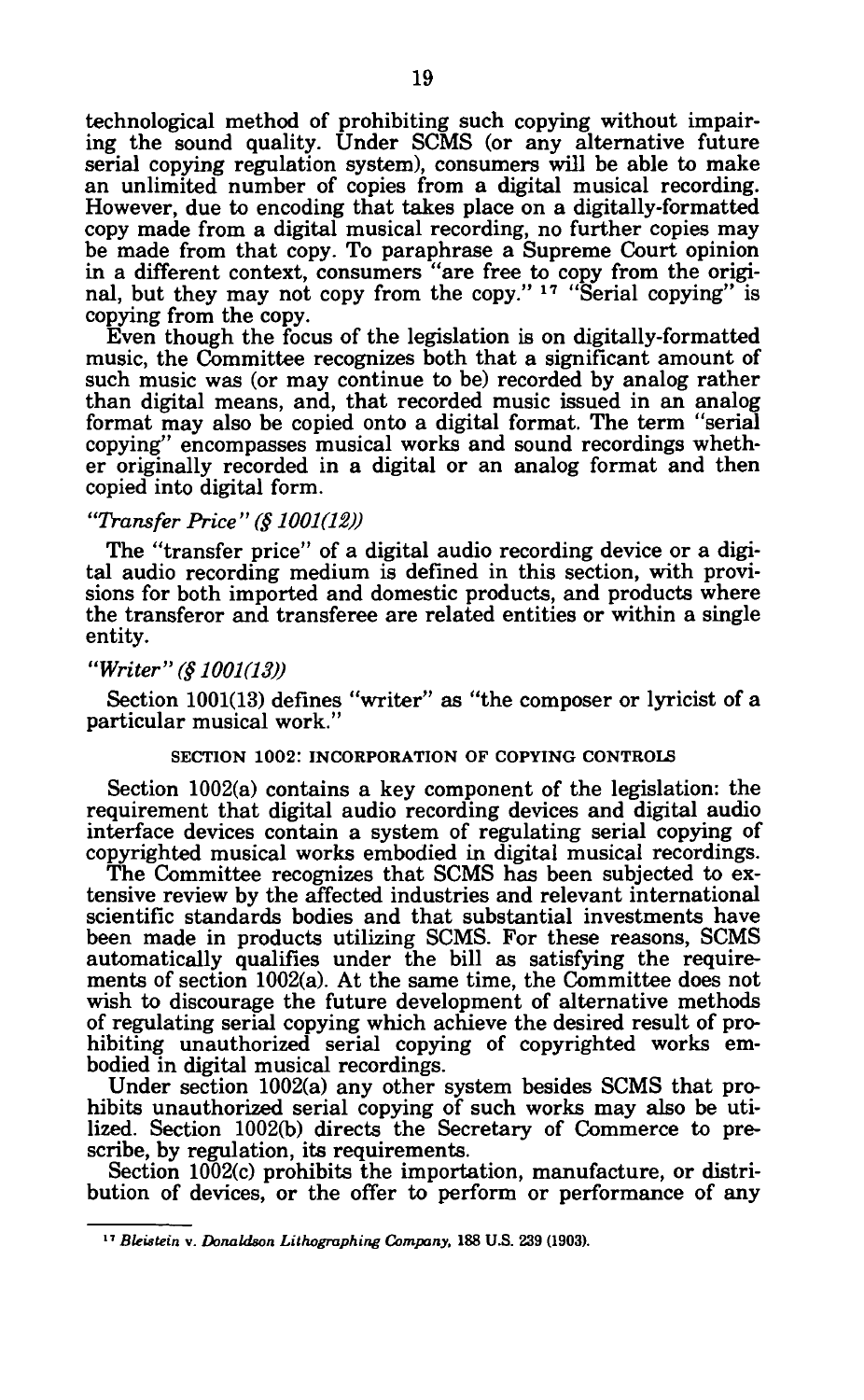technological method of prohibiting such copying without impairing the sound quality. Under SCMS (or any alternative future serial copying regulation system), consumers will be able to make an unlimited number of copies from a digital musical recording. However, due to encoding that takes place on a digitally-formatted copy made from a digital musical recording, no further copies may be made from that copy. To paraphrase a Supreme Court opinion in a different context, consumers "are free to copy from the original, but they may not copy from the copy." [17] "Serial copying" is copying from the copy.

Even though the focus of the legislation is on digitally-formatted music, the Committee recognizes both that a significant amount of such music was (or may continue to be) recorded by analog rather than digital means, and, that recorded music issued in an analog format may also be copied onto a digital format. The term "serial copying" encompasses musical works and sound recordings whether originally recorded in a digital or an analog format and then copied into digital form.

### *"Transfer Price" (§ 1001(12))*

The "transfer price" of a digital audio recording device or a digital audio recording medium is defined in this section, with provisions for both imported and domestic products, and products where the transferor and transferee are related entities or within a single entity.

### *"Writer" (§ 1001(13))*

Section 1001(13) defines "writer" as "the composer or lyricist of a particular musical work."

## SECTION 1002: INCORPORATION OF COPYING CONTROLS

Section 1002(a) contains a key component of the legislation: the requirement that digital audio recording devices and digital audio interface devices contain a system of regulating serial copying of copyrighted musical works embodied in digital musical recordings.

The Committee recognizes that SCMS has been subjected to extensive review by the affected industries and relevant international scientific standards bodies and that substantial investments have been made in products utilizing SCMS. For these reasons, SCMS automatically qualifies under the bill as satisfying the requirements of section 1002(a). At the same time, the Committee does not wish to discourage the future development of alternative methods of regulating serial copying which achieve the desired result of prohibiting unauthorized serial copying of copyrighted works embodied in digital musical recordings.

Under section 1002(a) any other system besides SCMS that prohibits unauthorized serial copying of such works may also be utilized. Section 1002(b) directs the Secretary of Commerce to prescribe, by regulation, its requirements.

Section 1002(c) prohibits the importation, manufacture, or distribution of devices, or the offer to perform or performance of any

---

[17] *Bleistein v. Donaldson Lithographing Company*, 188 U.S. 239 (1903).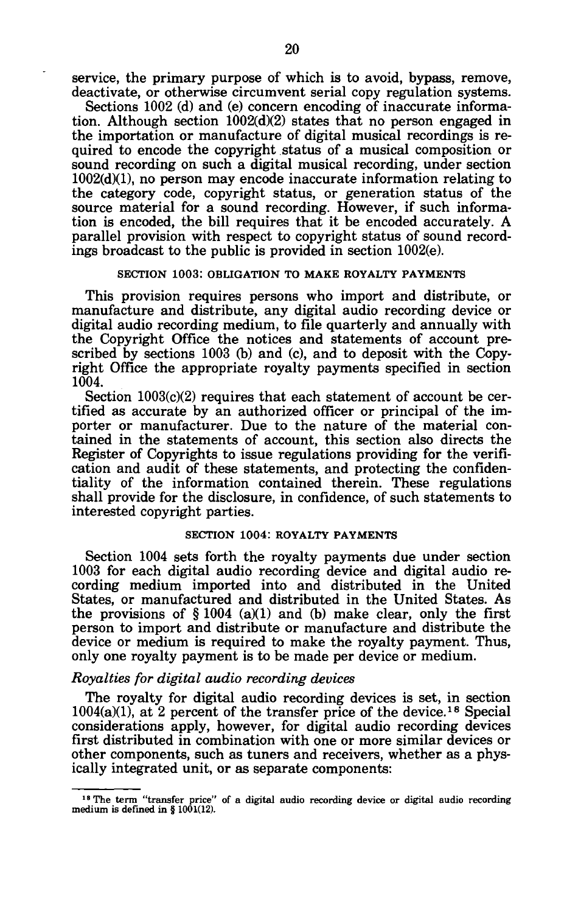service, the primary purpose of which is to avoid, bypass, remove, deactivate, or otherwise circumvent serial copy regulation systems.

Sections 1002 (d) and (e) concern encoding of inaccurate information. Although section 1002(d)(2) states that no person engaged in the importation or manufacture of digital musical recordings is required to encode the copyright status of a musical composition or sound recording on such a digital musical recording, under section 1002(d)(1), no person may encode inaccurate information relating to the category code, copyright status, or generation status of the source material for a sound recording. However, if such information is encoded, the bill requires that it be encoded accurately. A parallel provision with respect to copyright status of sound recordings broadcast to the public is provided in section 1002(e).

### SECTION 1003: OBLIGATION TO MAKE ROYALTY PAYMENTS

This provision requires persons who import and distribute, or manufacture and distribute, any digital audio recording device or digital audio recording medium, to file quarterly and annually with the Copyright Office the notices and statements of account prescribed by sections 1003 (b) and (c), and to deposit with the Copyright Office the appropriate royalty payments specified in section 1004.

Section 1003(c)(2) requires that each statement of account be certified as accurate by an authorized officer or principal of the importer or manufacturer. Due to the nature of the material contained in the statements of account, this section also directs the Register of Copyrights to issue regulations providing for the verification and audit of these statements, and protecting the confidentiality of the information contained therein. These regulations shall provide for the disclosure, in confidence, of such statements to interested copyright parties.

### SECTION 1004: ROYALTY PAYMENTS

Section 1004 sets forth the royalty payments due under section 1003 for each digital audio recording device and digital audio recording medium imported into and distributed in the United States, or manufactured and distributed in the United States. As the provisions of § 1004 (a)(1) and (b) make clear, only the first person to import and distribute or manufacture and distribute the device or medium is required to make the royalty payment. Thus, only one royalty payment is to be made per device or medium.

*Royalties for digital audio recording devices*

The royalty for digital audio recording devices is set, in section 1004(a)(1), at 2 percent of the transfer price of the device.[18] Special considerations apply, however, for digital audio recording devices first distributed in combination with one or more similar devices or other components, such as tuners and receivers, whether as a physically integrated unit, or as separate components:

---

[18] The term "transfer price" of a digital audio recording device or digital audio recording medium is defined in § 1001(12).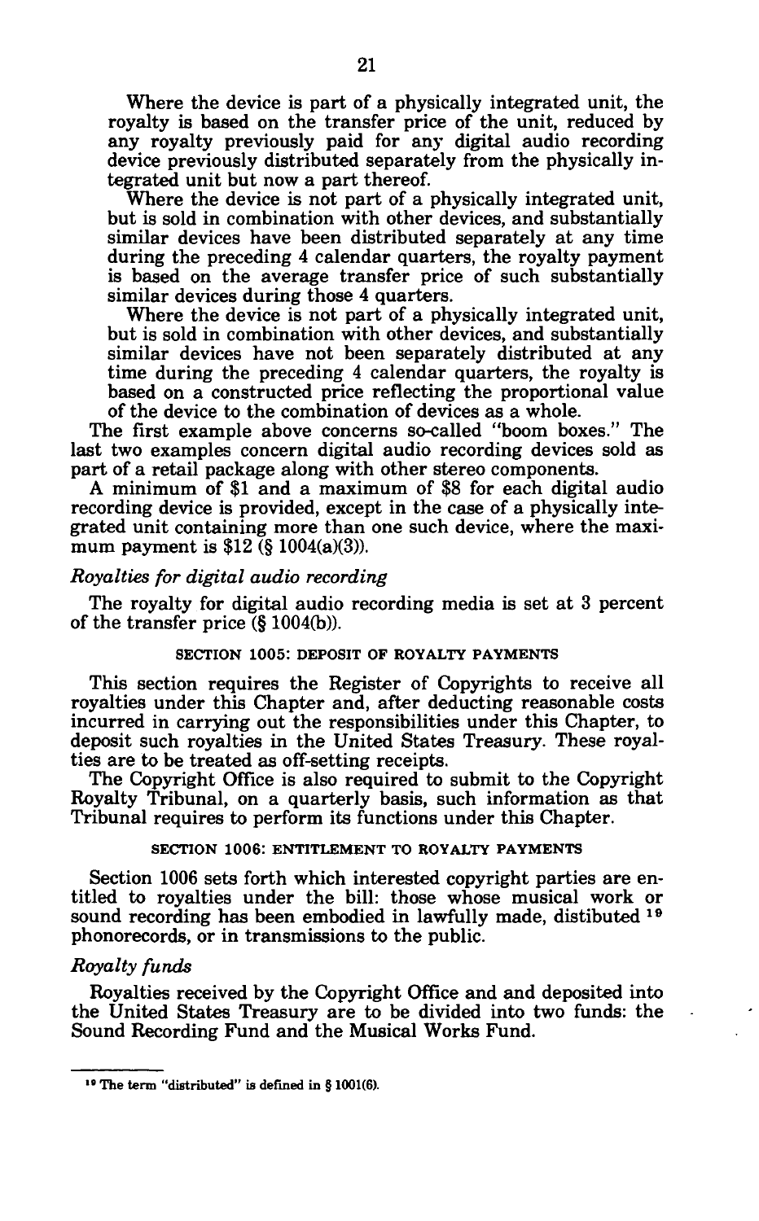Where the device is part of a physically integrated unit, the royalty is based on the transfer price of the unit, reduced by any royalty previously paid for any digital audio recording device previously distributed separately from the physically integrated unit but now a part thereof.

Where the device is not part of a physically integrated unit, but is sold in combination with other devices, and substantially similar devices have been distributed separately at any time during the preceding 4 calendar quarters, the royalty payment is based on the average transfer price of such substantially similar devices during those 4 quarters.

Where the device is not part of a physically integrated unit, but is sold in combination with other devices, and substantially similar devices have not been separately distributed at any time during the preceding 4 calendar quarters, the royalty is based on a constructed price reflecting the proportional value of the device to the combination of devices as a whole.

The first example above concerns so-called "boom boxes." The last two examples concern digital audio recording devices sold as part of a retail package along with other stereo components.

A minimum of $1 and a maximum of $8 for each digital audio recording device is provided, except in the case of a physically integrated unit containing more than one such device, where the maximum payment is $12 (§ 1004(a)(3)).

### *Royalties for digital audio recording*

The royalty for digital audio recording media is set at 3 percent of the transfer price (§ 1004(b)).

## SECTION 1005: DEPOSIT OF ROYALTY PAYMENTS

This section requires the Register of Copyrights to receive all royalties under this Chapter and, after deducting reasonable costs incurred in carrying out the responsibilities under this Chapter, to deposit such royalties in the United States Treasury. These royalties are to be treated as off-setting receipts.

The Copyright Office is also required to submit to the Copyright Royalty Tribunal, on a quarterly basis, such information as that Tribunal requires to perform its functions under this Chapter.

## SECTION 1006: ENTITLEMENT TO ROYALTY PAYMENTS

Section 1006 sets forth which interested copyright parties are entitled to royalties under the bill: those whose musical work or sound recording has been embodied in lawfully made, distibuted [19] phonorecords, or in transmissions to the public.

### *Royalty funds*

Royalties received by the Copyright Office and and deposited into the United States Treasury are to be divided into two funds: the Sound Recording Fund and the Musical Works Fund.

---

[19] The term "distributed" is defined in § 1001(6).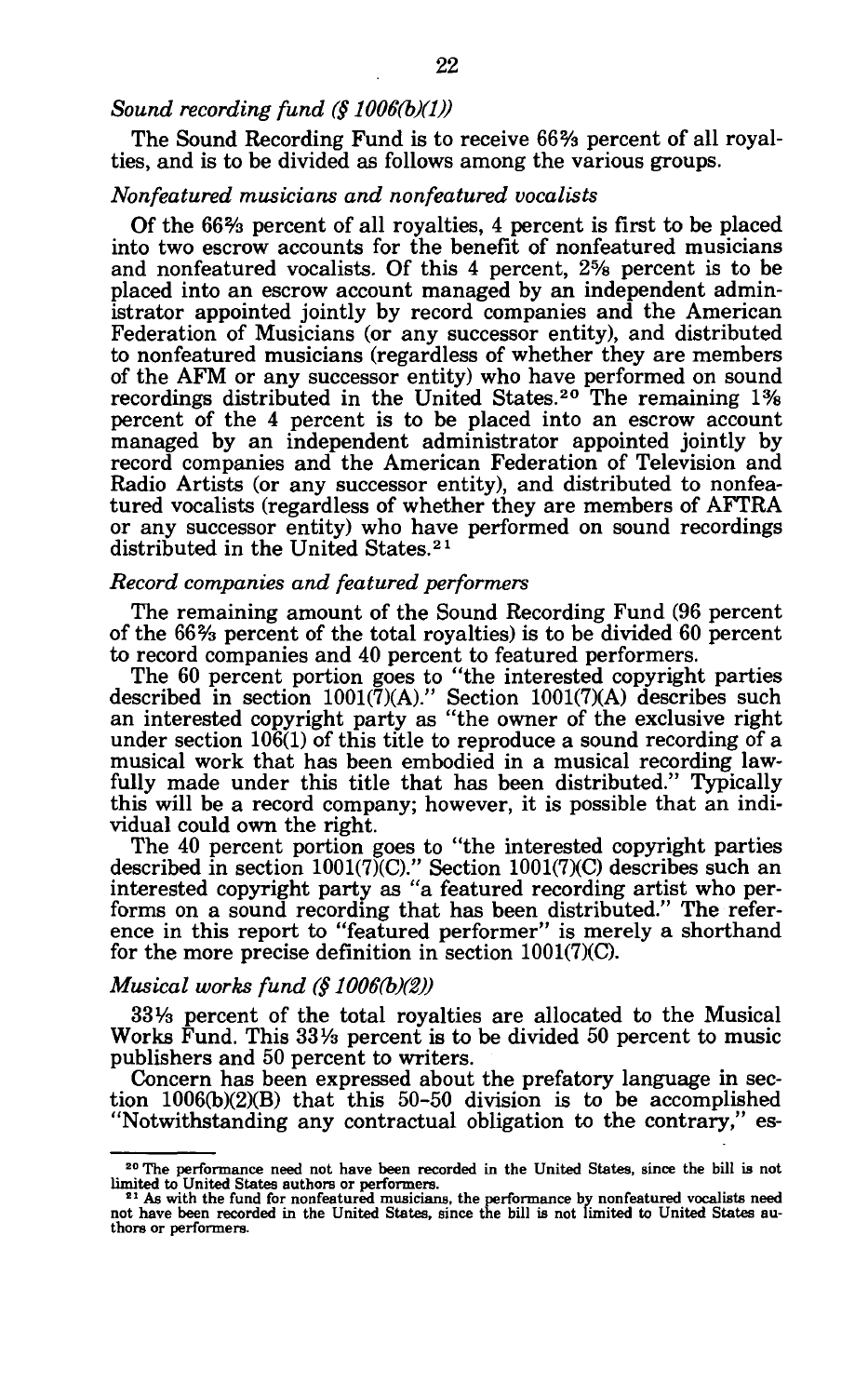*Sound recording fund (§ 1006(b)(1))*

The Sound Recording Fund is to receive 66⅔ percent of all royalties, and is to be divided as follows among the various groups.

*Nonfeatured musicians and nonfeatured vocalists*

Of the 66⅔ percent of all royalties, 4 percent is first to be placed into two escrow accounts for the benefit of nonfeatured musicians and nonfeatured vocalists. Of this 4 percent, 2⅝ percent is to be placed into an escrow account managed by an independent administrator appointed jointly by record companies and the American Federation of Musicians (or any successor entity), and distributed to nonfeatured musicians (regardless of whether they are members of the AFM or any successor entity) who have performed on sound recordings distributed in the United States.[20] The remaining 1⅜ percent of the 4 percent is to be placed into an escrow account managed by an independent administrator appointed jointly by record companies and the American Federation of Television and Radio Artists (or any successor entity), and distributed to nonfeatured vocalists (regardless of whether they are members of AFTRA or any successor entity) who have performed on sound recordings distributed in the United States.[21]

*Record companies and featured performers*

The remaining amount of the Sound Recording Fund (96 percent of the 66⅔ percent of the total royalties) is to be divided 60 percent to record companies and 40 percent to featured performers.

The 60 percent portion goes to "the interested copyright parties described in section 1001(7)(A)." Section 1001(7)(A) describes such an interested copyright party as "the owner of the exclusive right under section 106(1) of this title to reproduce a sound recording of a musical work that has been embodied in a musical recording lawfully made under this title that has been distributed." Typically this will be a record company; however, it is possible that an individual could own the right.

The 40 percent portion goes to "the interested copyright parties described in section 1001(7)(C)." Section 1001(7)(C) describes such an interested copyright party as "a featured recording artist who performs on a sound recording that has been distributed." The reference in this report to "featured performer" is merely a shorthand for the more precise definition in section 1001(7)(C).

*Musical works fund (§ 1006(b)(2))*

33⅓ percent of the total royalties are allocated to the Musical Works Fund. This 33⅓ percent is to be divided 50 percent to music publishers and 50 percent to writers.

Concern has been expressed about the prefatory language in section 1006(b)(2)(B) that this 50-50 division is to be accomplished "Notwithstanding any contractual obligation to the contrary," es-

---

[20] The performance need not have been recorded in the United States, since the bill is not limited to United States authors or performers.

[21] As with the fund for nonfeatured musicians, the performance by nonfeatured vocalists need not have been recorded in the United States, since the bill is not limited to United States authors or performers.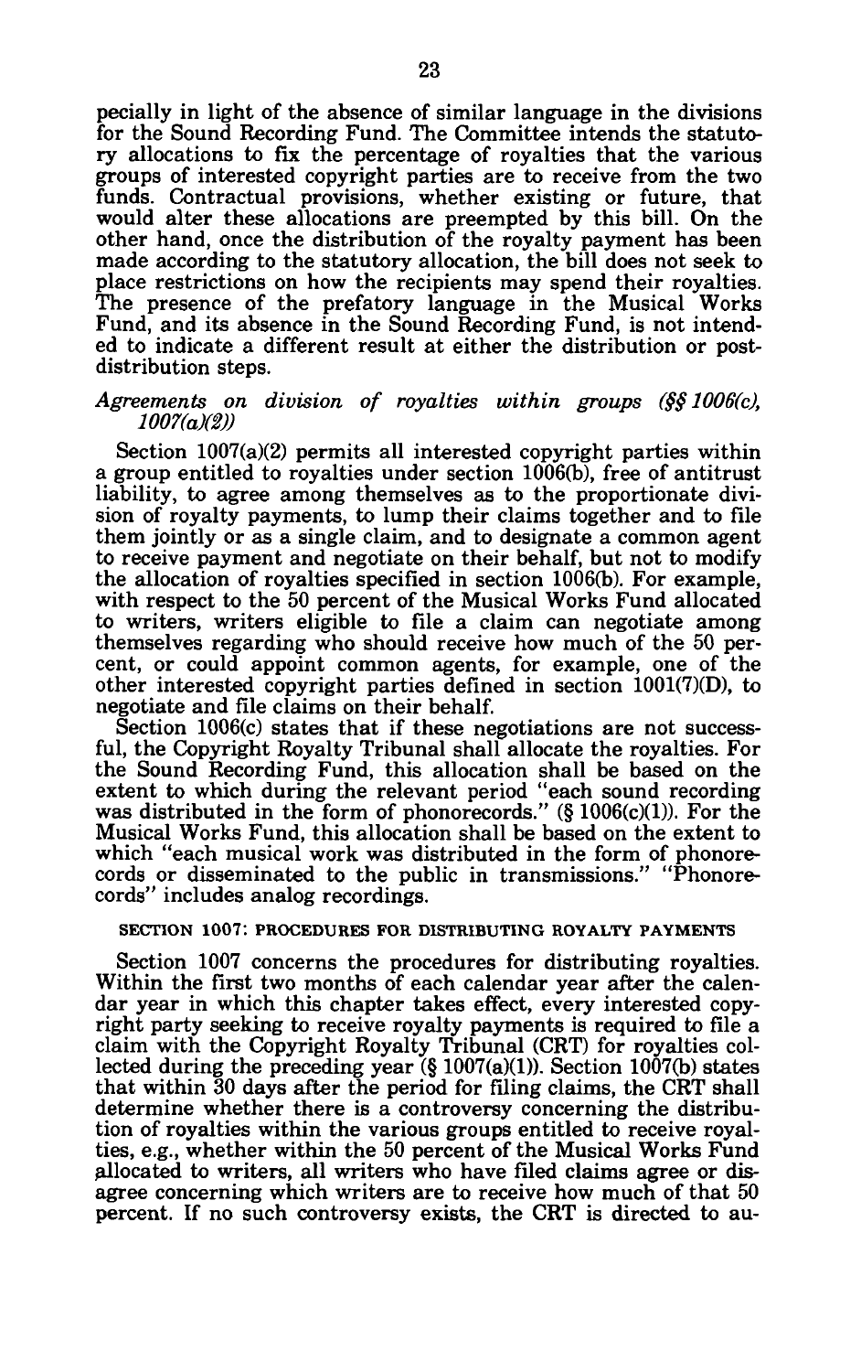pecially in light of the absence of similar language in the divisions for the Sound Recording Fund. The Committee intends the statutory allocations to fix the percentage of royalties that the various groups of interested copyright parties are to receive from the two funds. Contractual provisions, whether existing or future, that would alter these allocations are preempted by this bill. On the other hand, once the distribution of the royalty payment has been made according to the statutory allocation, the bill does not seek to place restrictions on how the recipients may spend their royalties. The presence of the prefatory language in the Musical Works Fund, and its absence in the Sound Recording Fund, is not intended to indicate a different result at either the distribution or post-distribution steps.

*Agreements on division of royalties within groups (§§ 1006(c), 1007(a)(2))*

Section 1007(a)(2) permits all interested copyright parties within a group entitled to royalties under section 1006(b), free of antitrust liability, to agree among themselves as to the proportionate division of royalty payments, to lump their claims together and to file them jointly or as a single claim, and to designate a common agent to receive payment and negotiate on their behalf, but not to modify the allocation of royalties specified in section 1006(b). For example, with respect to the 50 percent of the Musical Works Fund allocated to writers, writers eligible to file a claim can negotiate among themselves regarding who should receive how much of the 50 percent, or could appoint common agents, for example, one of the other interested copyright parties defined in section 1001(7)(D), to negotiate and file claims on their behalf.

Section 1006(c) states that if these negotiations are not successful, the Copyright Royalty Tribunal shall allocate the royalties. For the Sound Recording Fund, this allocation shall be based on the extent to which during the relevant period "each sound recording was distributed in the form of phonorecords." (§ 1006(c)(1)). For the Musical Works Fund, this allocation shall be based on the extent to which "each musical work was distributed in the form of phonorecords or disseminated to the public in transmissions." "Phonorecords" includes analog recordings.

SECTION 1007: PROCEDURES FOR DISTRIBUTING ROYALTY PAYMENTS

Section 1007 concerns the procedures for distributing royalties. Within the first two months of each calendar year after the calendar year in which this chapter takes effect, every interested copyright party seeking to receive royalty payments is required to file a claim with the Copyright Royalty Tribunal (CRT) for royalties collected during the preceding year (§ 1007(a)(1)). Section 1007(b) states that within 30 days after the period for filing claims, the CRT shall determine whether there is a controversy concerning the distribution of royalties within the various groups entitled to receive royalties, e.g., whether within the 50 percent of the Musical Works Fund allocated to writers, all writers who have filed claims agree or disagree concerning which writers are to receive how much of that 50 percent. If no such controversy exists, the CRT is directed to au-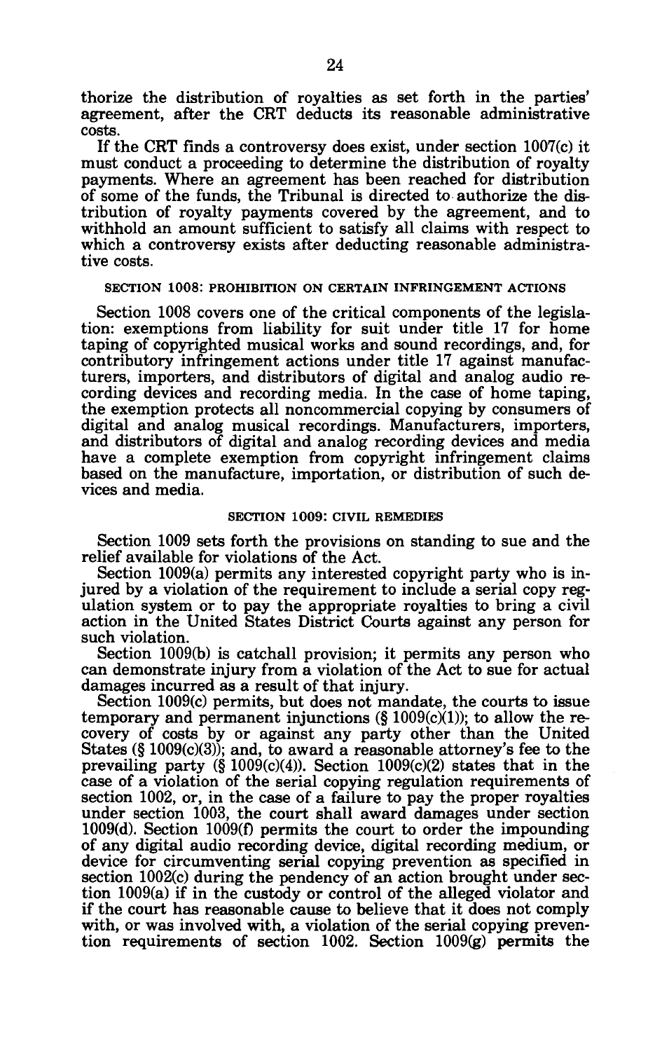thorize the distribution of royalties as set forth in the parties' agreement, after the CRT deducts its reasonable administrative costs.

If the CRT finds a controversy does exist, under section 1007(c) it must conduct a proceeding to determine the distribution of royalty payments. Where an agreement has been reached for distribution of some of the funds, the Tribunal is directed to authorize the distribution of royalty payments covered by the agreement, and to withhold an amount sufficient to satisfy all claims with respect to which a controversy exists after deducting reasonable administrative costs.

### SECTION 1008: PROHIBITION ON CERTAIN INFRINGEMENT ACTIONS

Section 1008 covers one of the critical components of the legislation: exemptions from liability for suit under title 17 for home taping of copyrighted musical works and sound recordings, and, for contributory infringement actions under title 17 against manufacturers, importers, and distributors of digital and analog audio recording devices and recording media. In the case of home taping, the exemption protects all noncommercial copying by consumers of digital and analog musical recordings. Manufacturers, importers, and distributors of digital and analog recording devices and media have a complete exemption from copyright infringement claims based on the manufacture, importation, or distribution of such devices and media.

### SECTION 1009: CIVIL REMEDIES

Section 1009 sets forth the provisions on standing to sue and the relief available for violations of the Act.

Section 1009(a) permits any interested copyright party who is injured by a violation of the requirement to include a serial copy regulation system or to pay the appropriate royalties to bring a civil action in the United States District Courts against any person for such violation.

Section 1009(b) is catchall provision; it permits any person who can demonstrate injury from a violation of the Act to sue for actual damages incurred as a result of that injury.

Section 1009(c) permits, but does not mandate, the courts to issue temporary and permanent injunctions (§ 1009(c)(1)); to allow the recovery of costs by or against any party other than the United States (§ 1009(c)(3)); and, to award a reasonable attorney's fee to the prevailing party (§ 1009(c)(4)). Section 1009(c)(2) states that in the case of a violation of the serial copying regulation requirements of section 1002, or, in the case of a failure to pay the proper royalties under section 1003, the court shall award damages under section 1009(d). Section 1009(f) permits the court to order the impounding of any digital audio recording device, digital recording medium, or device for circumventing serial copying prevention as specified in section 1002(c) during the pendency of an action brought under section 1009(a) if in the custody or control of the alleged violator and if the court has reasonable cause to believe that it does not comply with, or was involved with, a violation of the serial copying prevention requirements of section 1002. Section 1009(g) permits the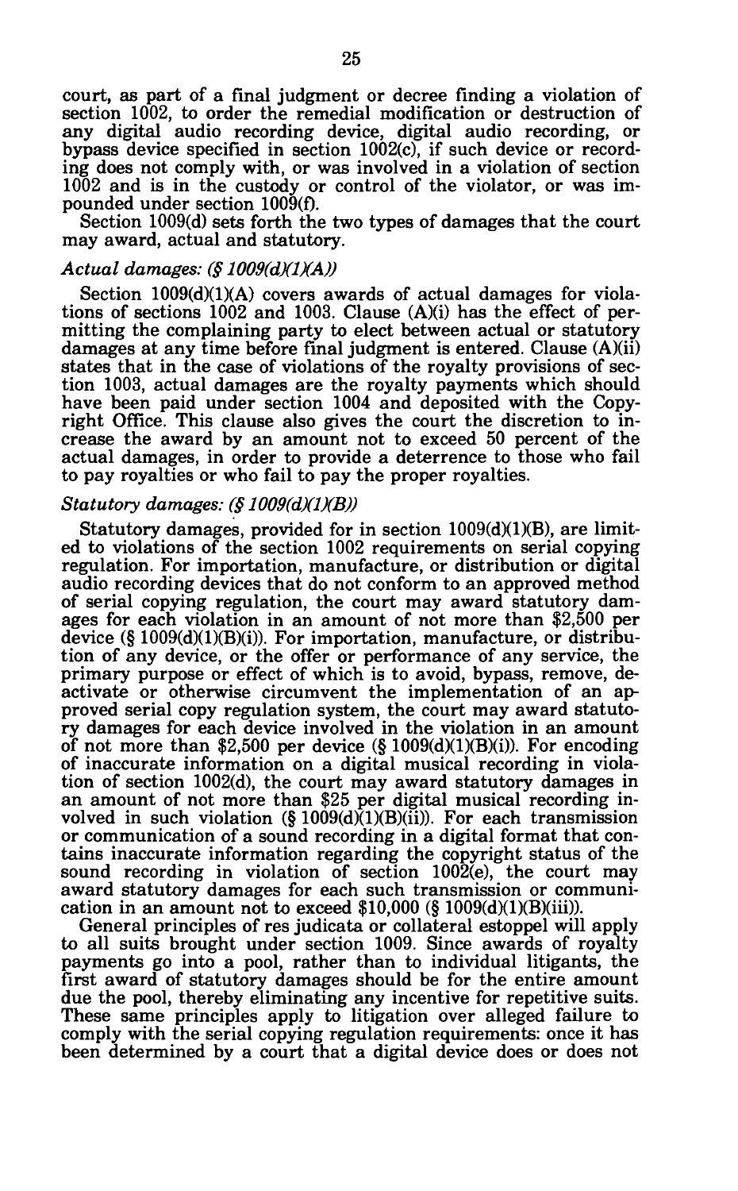court, as part of a final judgment or decree finding a violation of section 1002, to order the remedial modification or destruction of any digital audio recording device, digital audio recording, or bypass device specified in section 1002(c), if such device or recording does not comply with, or was involved in a violation of section 1002 and is in the custody or control of the violator, or was impounded under section 1009(f).

Section 1009(d) sets forth the two types of damages that the court may award, actual and statutory.

*Actual damages: (§ 1009(d)(1)(A))*

Section 1009(d)(1)(A) covers awards of actual damages for violations of sections 1002 and 1003. Clause (A)(i) has the effect of permitting the complaining party to elect between actual or statutory damages at any time before final judgment is entered. Clause (A)(ii) states that in the case of violations of the royalty provisions of section 1003, actual damages are the royalty payments which should have been paid under section 1004 and deposited with the Copyright Office. This clause also gives the court the discretion to increase the award by an amount not to exceed 50 percent of the actual damages, in order to provide a deterrence to those who fail to pay royalties or who fail to pay the proper royalties.

*Statutory damages: (§ 1009(d)(1)(B))*

Statutory damages, provided for in section 1009(d)(1)(B), are limited to violations of the section 1002 requirements on serial copying regulation. For importation, manufacture, or distribution or digital audio recording devices that do not conform to an approved method of serial copying regulation, the court may award statutory damages for each violation in an amount of not more than $2,500 per device (§ 1009(d)(1)(B)(i)). For importation, manufacture, or distribution of any device, or the offer or performance of any service, the primary purpose or effect of which is to avoid, bypass, remove, deactivate or otherwise circumvent the implementation of an approved serial copy regulation system, the court may award statutory damages for each device involved in the violation in an amount of not more than $2,500 per device (§ 1009(d)(1)(B)(i)). For encoding of inaccurate information on a digital musical recording in violation of section 1002(d), the court may award statutory damages in an amount of not more than $25 per digital musical recording involved in such violation (§ 1009(d)(1)(B)(ii)). For each transmission or communication of a sound recording in a digital format that contains inaccurate information regarding the copyright status of the sound recording in violation of section 1002(e), the court may award statutory damages for each such transmission or communication in an amount not to exceed $10,000 (§ 1009(d)(1)(B)(iii)).

General principles of res judicata or collateral estoppel will apply to all suits brought under section 1009. Since awards of royalty payments go into a pool, rather than to individual litigants, the first award of statutory damages should be for the entire amount due the pool, thereby eliminating any incentive for repetitive suits. These same principles apply to litigation over alleged failure to comply with the serial copying regulation requirements: once it has been determined by a court that a digital device does or does not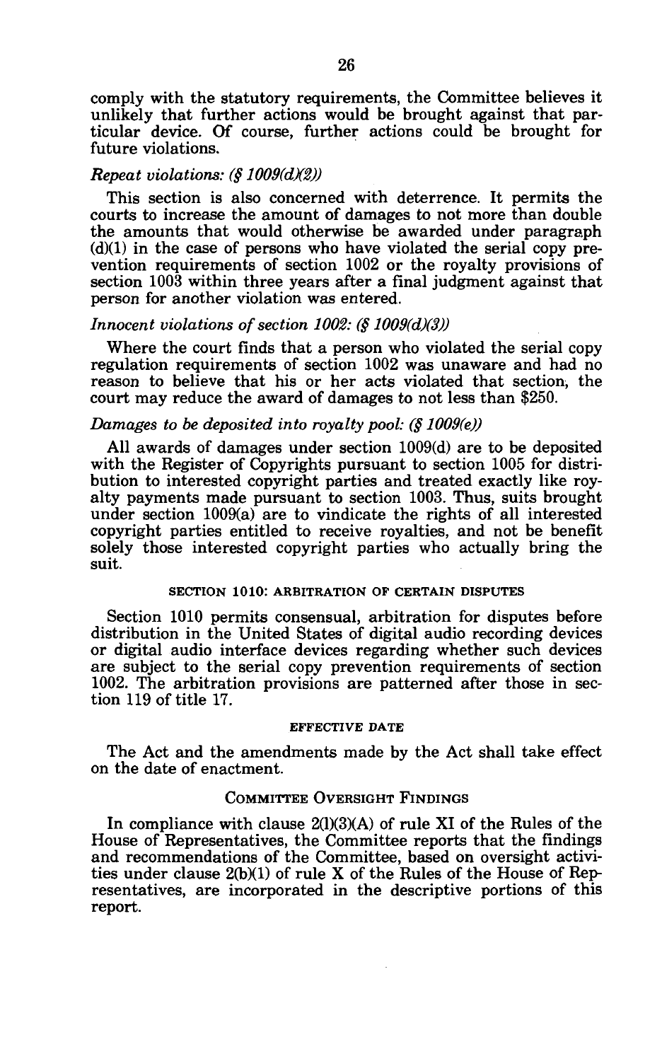comply with the statutory requirements, the Committee believes it unlikely that further actions would be brought against that particular device. Of course, further actions could be brought for future violations.

*Repeat violations: (§ 1009(d)(2))*

This section is also concerned with deterrence. It permits the courts to increase the amount of damages to not more than double the amounts that would otherwise be awarded under paragraph (d)(1) in the case of persons who have violated the serial copy prevention requirements of section 1002 or the royalty provisions of section 1003 within three years after a final judgment against that person for another violation was entered.

*Innocent violations of section 1002: (§ 1009(d)(3))*

Where the court finds that a person who violated the serial copy regulation requirements of section 1002 was unaware and had no reason to believe that his or her acts violated that section, the court may reduce the award of damages to not less than $250.

*Damages to be deposited into royalty pool: (§ 1009(e))*

All awards of damages under section 1009(d) are to be deposited with the Register of Copyrights pursuant to section 1005 for distribution to interested copyright parties and treated exactly like royalty payments made pursuant to section 1003. Thus, suits brought under section 1009(a) are to vindicate the rights of all interested copyright parties entitled to receive royalties, and not be benefit solely those interested copyright parties who actually bring the suit.

#### SECTION 1010: ARBITRATION OF CERTAIN DISPUTES

Section 1010 permits consensual, arbitration for disputes before distribution in the United States of digital audio recording devices or digital audio interface devices regarding whether such devices are subject to the serial copy prevention requirements of section 1002. The arbitration provisions are patterned after those in section 119 of title 17.

#### EFFECTIVE DATE

The Act and the amendments made by the Act shall take effect on the date of enactment.

### COMMITTEE OVERSIGHT FINDINGS

In compliance with clause 2(l)(3)(A) of rule XI of the Rules of the House of Representatives, the Committee reports that the findings and recommendations of the Committee, based on oversight activities under clause 2(b)(1) of rule X of the Rules of the House of Representatives, are incorporated in the descriptive portions of this report.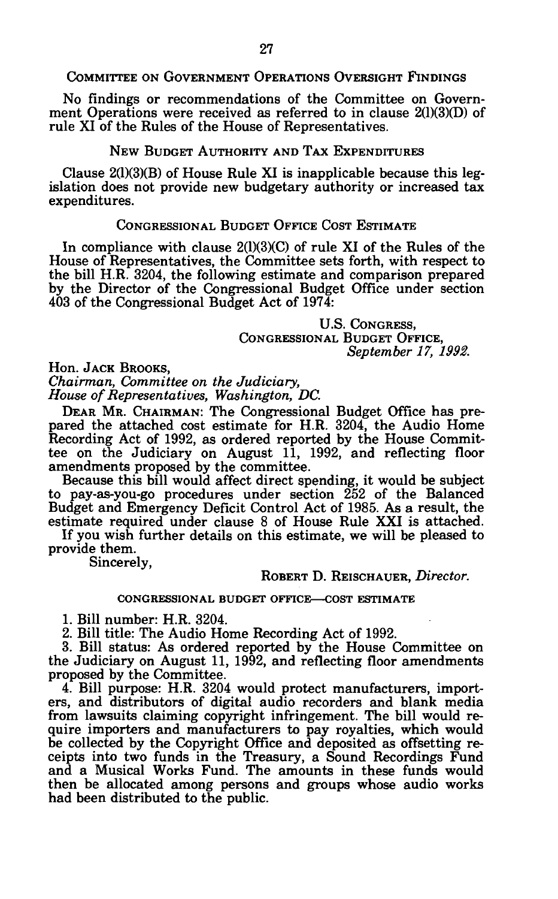## COMMITTEE ON GOVERNMENT OPERATIONS OVERSIGHT FINDINGS

No findings or recommendations of the Committee on Government Operations were received as referred to in clause 2(l)(3)(D) of rule XI of the Rules of the House of Representatives.

## NEW BUDGET AUTHORITY AND TAX EXPENDITURES

Clause 2(l)(3)(B) of House Rule XI is inapplicable because this legislation does not provide new budgetary authority or increased tax expenditures.

## CONGRESSIONAL BUDGET OFFICE COST ESTIMATE

In compliance with clause 2(l)(3)(C) of rule XI of the Rules of the House of Representatives, the Committee sets forth, with respect to the bill H.R. 3204, the following estimate and comparison prepared by the Director of the Congressional Budget Office under section 403 of the Congressional Budget Act of 1974:

U.S. CONGRESS,
CONGRESSIONAL BUDGET OFFICE,
*September 17, 1992.*

Hon. JACK BROOKS,
*Chairman, Committee on the Judiciary,*
*House of Representatives, Washington, DC.*

DEAR MR. CHAIRMAN: The Congressional Budget Office has prepared the attached cost estimate for H.R. 3204, the Audio Home Recording Act of 1992, as ordered reported by the House Committee on the Judiciary on August 11, 1992, and reflecting floor amendments proposed by the committee.

Because this bill would affect direct spending, it would be subject to pay-as-you-go procedures under section 252 of the Balanced Budget and Emergency Deficit Control Act of 1985. As a result, the estimate required under clause 8 of House Rule XXI is attached.

If you wish further details on this estimate, we will be pleased to provide them.

Sincerely,

ROBERT D. REISCHAUER, *Director.*

### CONGRESSIONAL BUDGET OFFICE—COST ESTIMATE

1. Bill number: H.R. 3204.
2. Bill title: The Audio Home Recording Act of 1992.
3. Bill status: As ordered reported by the House Committee on the Judiciary on August 11, 1992, and reflecting floor amendments proposed by the Committee.
4. Bill purpose: H.R. 3204 would protect manufacturers, importers, and distributors of digital audio recorders and blank media from lawsuits claiming copyright infringement. The bill would require importers and manufacturers to pay royalties, which would be collected by the Copyright Office and deposited as offsetting receipts into two funds in the Treasury, a Sound Recordings Fund and a Musical Works Fund. The amounts in these funds would then be allocated among persons and groups whose audio works had been distributed to the public.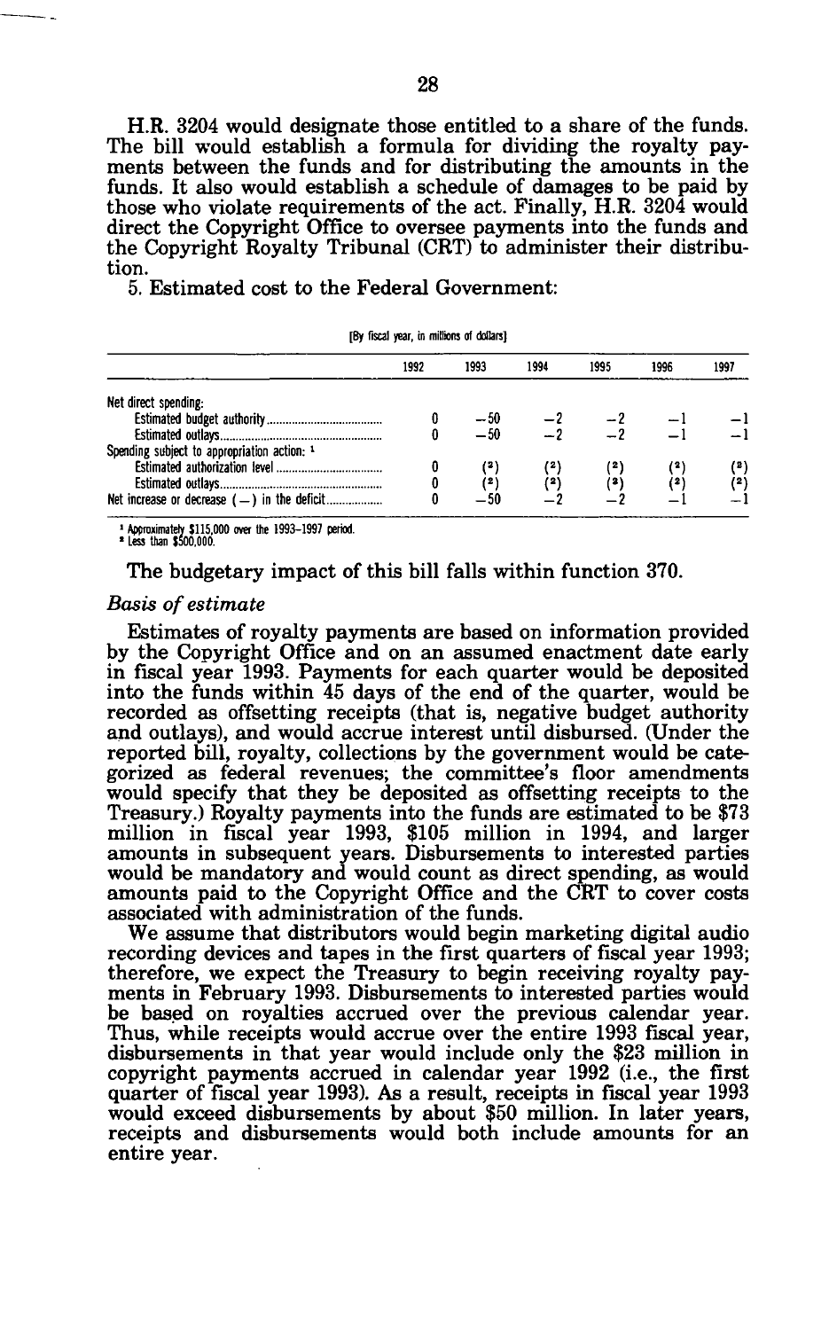H.R. 3204 would designate those entitled to a share of the funds. The bill would establish a formula for dividing the royalty payments between the funds and for distributing the amounts in the funds. It also would establish a schedule of damages to be paid by those who violate requirements of the act. Finally, H.R. 3204 would direct the Copyright Office to oversee payments into the funds and the Copyright Royalty Tribunal (CRT) to administer their distribution.

5. Estimated cost to the Federal Government:

[By fiscal year, in millions of dollars]

| | 1992 | 1993 | 1994 | 1995 | 1996 | 1997 |
|---|---|---|---|---|---|---|
| Net direct spending: | | | | | | |
| Estimated budget authority | 0 | −50 | −2 | −2 | −1 | −1 |
| Estimated outlays | 0 | −50 | −2 | −2 | −1 | −1 |
| Spending subject to appropriation action: [1] | | | | | | |
| Estimated authorization level | 0 | (2) | (2) | (2) | (2) | (2) |
| Estimated outlays | 0 | (2) | (2) | (2) | (2) | (2) |
| Net increase or decrease (−) in the deficit | 0 | −50 | −2 | −2 | −1 | −1 |

[1] Approximately $115,000 over the 1993–1997 period.
[2] Less than $500,000.

The budgetary impact of this bill falls within function 370.

*Basis of estimate*

Estimates of royalty payments are based on information provided by the Copyright Office and on an assumed enactment date early in fiscal year 1993. Payments for each quarter would be deposited into the funds within 45 days of the end of the quarter, would be recorded as offsetting receipts (that is, negative budget authority and outlays), and would accrue interest until disbursed. (Under the reported bill, royalty, collections by the government would be categorized as federal revenues; the committee's floor amendments would specify that they be deposited as offsetting receipts to the Treasury.) Royalty payments into the funds are estimated to be $73 million in fiscal year 1993, $105 million in 1994, and larger amounts in subsequent years. Disbursements to interested parties would be mandatory and would count as direct spending, as would amounts paid to the Copyright Office and the CRT to cover costs associated with administration of the funds.

We assume that distributors would begin marketing digital audio recording devices and tapes in the first quarters of fiscal year 1993; therefore, we expect the Treasury to begin receiving royalty payments in February 1993. Disbursements to interested parties would be based on royalties accrued over the previous calendar year. Thus, while receipts would accrue over the entire 1993 fiscal year, disbursements in that year would include only the $23 million in copyright payments accrued in calendar year 1992 (i.e., the first quarter of fiscal year 1993). As a result, receipts in fiscal year 1993 would exceed disbursements by about $50 million. In later years, receipts and disbursements would both include amounts for an entire year.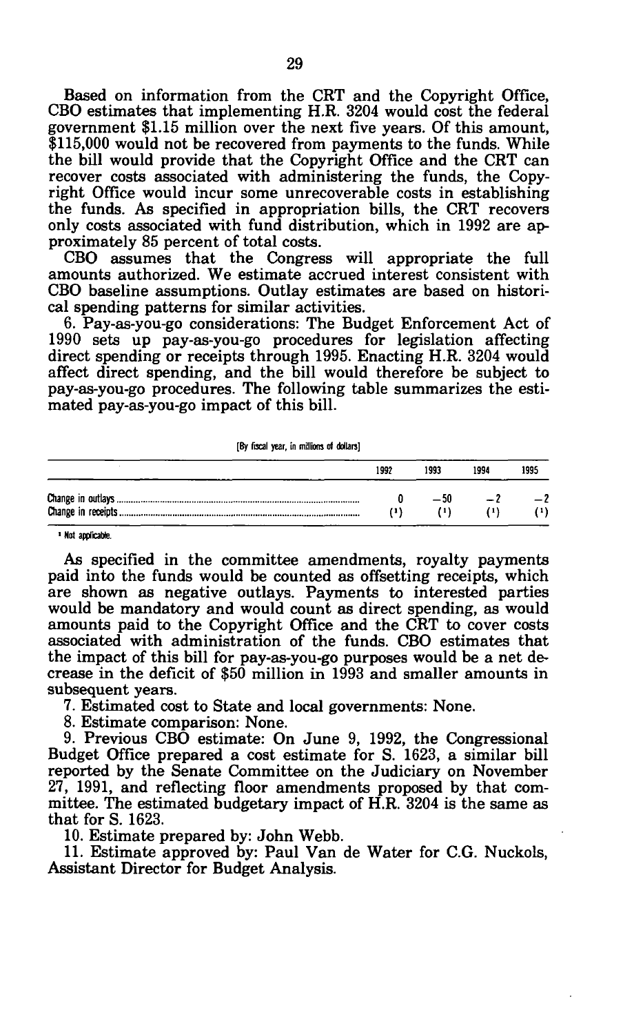Based on information from the CRT and the Copyright Office, CBO estimates that implementing H.R. 3204 would cost the federal government $1.15 million over the next five years. Of this amount, $115,000 would not be recovered from payments to the funds. While the bill would provide that the Copyright Office and the CRT can recover costs associated with administering the funds, the Copyright Office would incur some unrecoverable costs in establishing the funds. As specified in appropriation bills, the CRT recovers only costs associated with fund distribution, which in 1992 are approximately 85 percent of total costs.

CBO assumes that the Congress will appropriate the full amounts authorized. We estimate accrued interest consistent with CBO baseline assumptions. Outlay estimates are based on historical spending patterns for similar activities.

6. Pay-as-you-go considerations: The Budget Enforcement Act of 1990 sets up pay-as-you-go procedures for legislation affecting direct spending or receipts through 1995. Enacting H.R. 3204 would affect direct spending, and the bill would therefore be subject to pay-as-you-go procedures. The following table summarizes the estimated pay-as-you-go impact of this bill.

[By fiscal year, in millions of dollars]

| | 1992 | 1993 | 1994 | 1995 |
|---|---|---|---|---|
| Change in outlays | 0 | −50 | −2 | −2 |
| Change in receipts | (1) | (1) | (1) | (1) |

[1] Not applicable.

As specified in the committee amendments, royalty payments paid into the funds would be counted as offsetting receipts, which are shown as negative outlays. Payments to interested parties would be mandatory and would count as direct spending, as would amounts paid to the Copyright Office and the CRT to cover costs associated with administration of the funds. CBO estimates that the impact of this bill for pay-as-you-go purposes would be a net decrease in the deficit of $50 million in 1993 and smaller amounts in subsequent years.

7. Estimated cost to State and local governments: None.

8. Estimate comparison: None.

9. Previous CBO estimate: On June 9, 1992, the Congressional Budget Office prepared a cost estimate for S. 1623, a similar bill reported by the Senate Committee on the Judiciary on November 27, 1991, and reflecting floor amendments proposed by that committee. The estimated budgetary impact of H.R. 3204 is the same as that for S. 1623.

10. Estimate prepared by: John Webb.

11. Estimate approved by: Paul Van de Water for C.G. Nuckols, Assistant Director for Budget Analysis.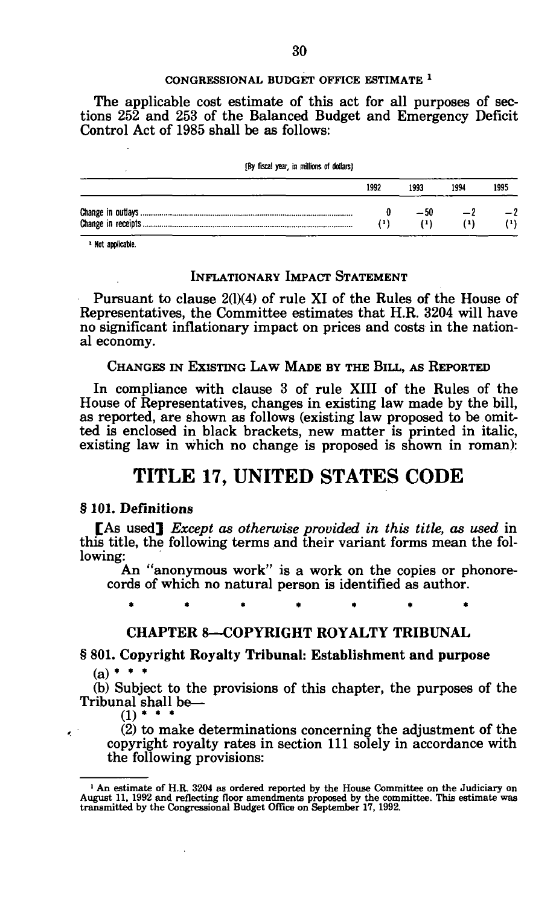### CONGRESSIONAL BUDGET OFFICE ESTIMATE [1]

The applicable cost estimate of this act for all purposes of sections 252 and 253 of the Balanced Budget and Emergency Deficit Control Act of 1985 shall be as follows:

[By fiscal year, in millions of dollars]

| | 1992 | 1993 | 1994 | 1995 |
|---|---|---|---|---|
| Change in outlays | 0 | −50 | −2 | −2 |
| Change in receipts | (1) | (1) | (1) | (1) |

1 Not applicable.

### INFLATIONARY IMPACT STATEMENT

Pursuant to clause 2(l)(4) of rule XI of the Rules of the House of Representatives, the Committee estimates that H.R. 3204 will have no significant inflationary impact on prices and costs in the national economy.

### CHANGES IN EXISTING LAW MADE BY THE BILL, AS REPORTED

In compliance with clause 3 of rule XIII of the Rules of the House of Representatives, changes in existing law made by the bill, as reported, are shown as follows (existing law proposed to be omitted is enclosed in black brackets, new matter is printed in italic, existing law in which no change is proposed is shown in roman):

# TITLE 17, UNITED STATES CODE

### § 101. Definitions

[As used] *Except as otherwise provided in this title, as used* in this title, the following terms and their variant forms mean the following:

An "anonymous work" is a work on the copies or phonorecords of which no natural person is identified as author.

\* \* \* \* \* \* \*

### CHAPTER 8—COPYRIGHT ROYALTY TRIBUNAL

### § 801. Copyright Royalty Tribunal: Establishment and purpose

(a) \* \* \*

(b) Subject to the provisions of this chapter, the purposes of the Tribunal shall be—

(1) \* \* \*

(2) to make determinations concerning the adjustment of the copyright royalty rates in section 111 solely in accordance with the following provisions:

---

[1] An estimate of H.R. 3204 as ordered reported by the House Committee on the Judiciary on August 11, 1992 and reflecting floor amendments proposed by the committee. This estimate was transmitted by the Congressional Budget Office on September 17, 1992.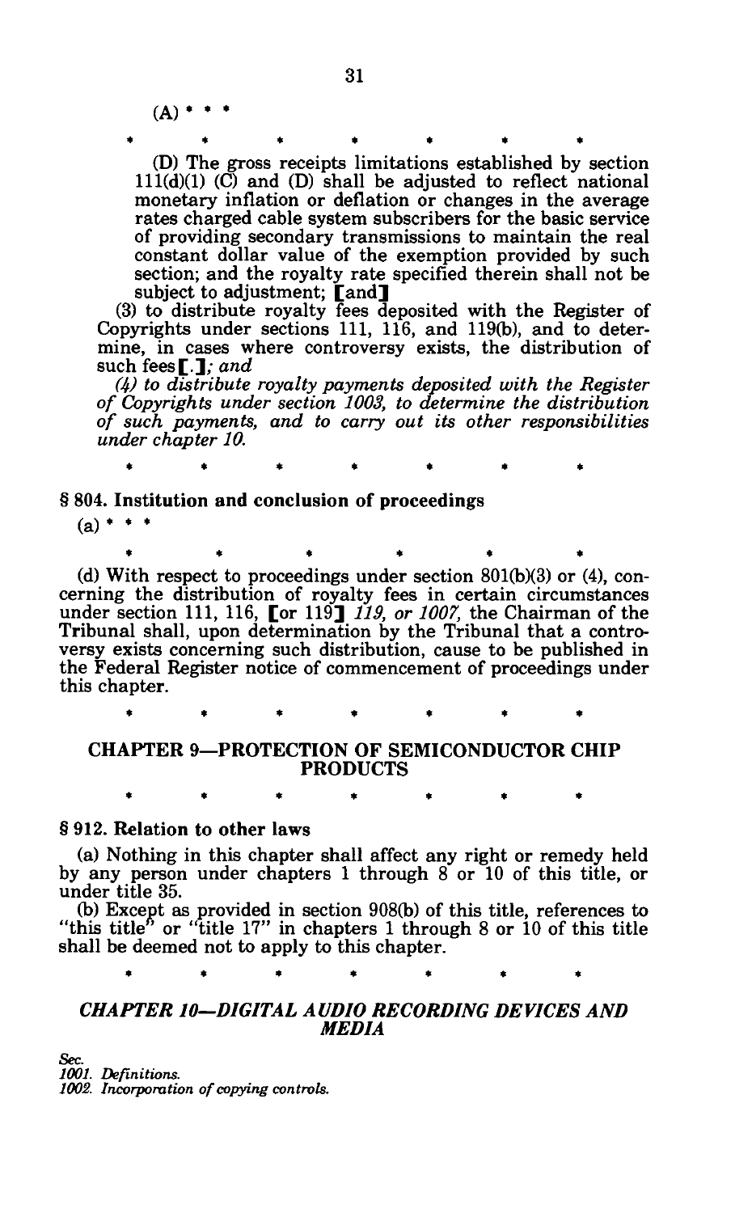(A) * * *

\*   \*   \*   \*   \*   \*   \*

(D) The gross receipts limitations established by section 111(d)(1) (C) and (D) shall be adjusted to reflect national monetary inflation or deflation or changes in the average rates charged cable system subscribers for the basic service of providing secondary transmissions to maintain the real constant dollar value of the exemption provided by such section; and the royalty rate specified therein shall not be subject to adjustment; [and]

(3) to distribute royalty fees deposited with the Register of Copyrights under sections 111, 116, and 119(b), and to determine, in cases where controversy exists, the distribution of such fees[.]*; and*

*(4) to distribute royalty payments deposited with the Register of Copyrights under section 1003, to determine the distribution of such payments, and to carry out its other responsibilities under chapter 10.*

\*   \*   \*   \*   \*   \*   \*

**§ 804. Institution and conclusion of proceedings**

(a) * * *

\*   \*   \*   \*   \*   \*

(d) With respect to proceedings under section 801(b)(3) or (4), concerning the distribution of royalty fees in certain circumstances under section 111, 116, [or 119] *119, or 1007,* the Chairman of the Tribunal shall, upon determination by the Tribunal that a controversy exists concerning such distribution, cause to be published in the Federal Register notice of commencement of proceedings under this chapter.

\*   \*   \*   \*   \*   \*   \*

## CHAPTER 9—PROTECTION OF SEMICONDUCTOR CHIP PRODUCTS

\*   \*   \*   \*   \*   \*   \*

**§ 912. Relation to other laws**

(a) Nothing in this chapter shall affect any right or remedy held by any person under chapters 1 through 8 or 10 of this title, or under title 35.

(b) Except as provided in section 908(b) of this title, references to "this title" or "title 17" in chapters 1 through 8 or 10 of this title shall be deemed not to apply to this chapter.

\*   \*   \*   \*   \*   \*   \*

## *CHAPTER 10—DIGITAL AUDIO RECORDING DEVICES AND MEDIA*

*Sec.*
*1001. Definitions.*
*1002. Incorporation of copying controls.*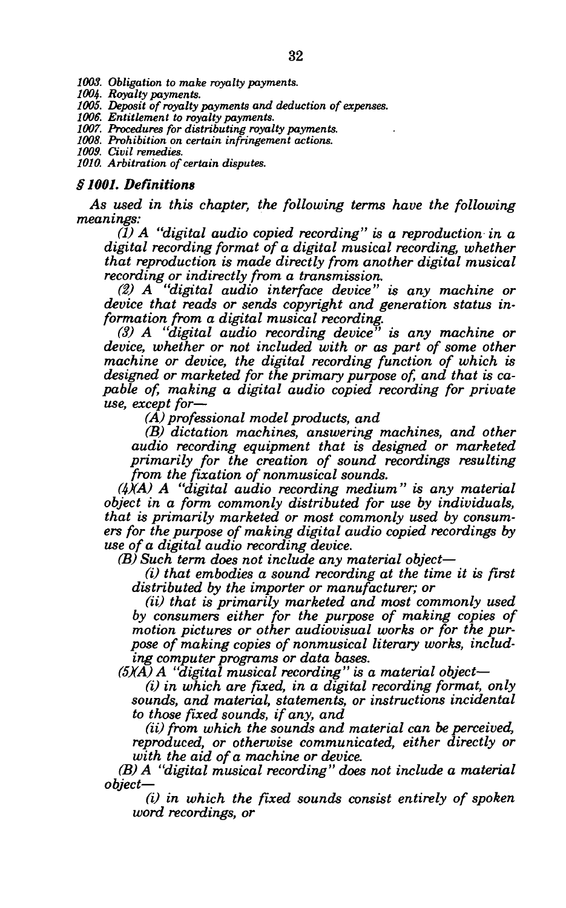*1003. Obligation to make royalty payments.*
*1004. Royalty payments.*
*1005. Deposit of royalty payments and deduction of expenses.*
*1006. Entitlement to royalty payments.*
*1007. Procedures for distributing royalty payments.*
*1008. Prohibition on certain infringement actions.*
*1009. Civil remedies.*
*1010. Arbitration of certain disputes.*

### *§ 1001. Definitions*

*As used in this chapter, the following terms have the following meanings:*

*(1) A "digital audio copied recording" is a reproduction in a digital recording format of a digital musical recording, whether that reproduction is made directly from another digital musical recording or indirectly from a transmission.*

*(2) A "digital audio interface device" is any machine or device that reads or sends copyright and generation status information from a digital musical recording.*

*(3) A "digital audio recording device" is any machine or device, whether or not included with or as part of some other machine or device, the digital recording function of which is designed or marketed for the primary purpose of, and that is capable of, making a digital audio copied recording for private use, except for—*

*(A) professional model products, and*

*(B) dictation machines, answering machines, and other audio recording equipment that is designed or marketed primarily for the creation of sound recordings resulting from the fixation of nonmusical sounds.*

*(4)(A) A "digital audio recording medium" is any material object in a form commonly distributed for use by individuals, that is primarily marketed or most commonly used by consumers for the purpose of making digital audio copied recordings by use of a digital audio recording device.*

*(B) Such term does not include any material object—*

*(i) that embodies a sound recording at the time it is first distributed by the importer or manufacturer; or*

*(ii) that is primarily marketed and most commonly used by consumers either for the purpose of making copies of motion pictures or other audiovisual works or for the purpose of making copies of nonmusical literary works, including computer programs or data bases.*

*(5)(A) A "digital musical recording" is a material object—*

*(i) in which are fixed, in a digital recording format, only sounds, and material, statements, or instructions incidental to those fixed sounds, if any, and*

*(ii) from which the sounds and material can be perceived, reproduced, or otherwise communicated, either directly or with the aid of a machine or device.*

*(B) A "digital musical recording" does not include a material object—*

*(i) in which the fixed sounds consist entirely of spoken word recordings, or*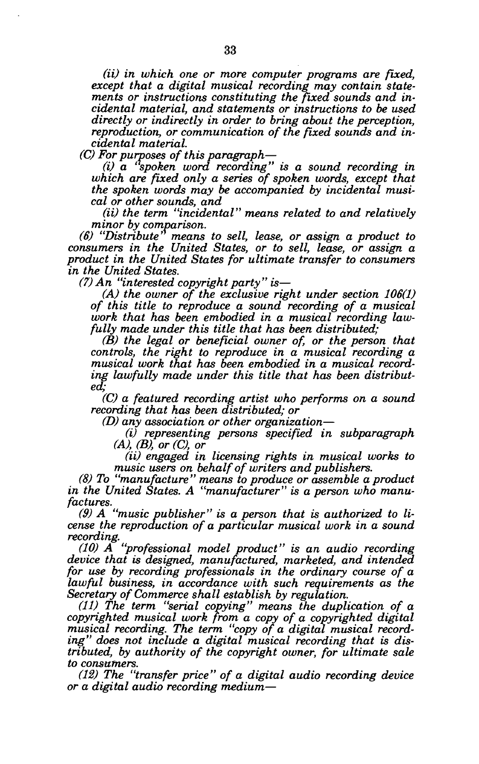*(ii) in which one or more computer programs are fixed, except that a digital musical recording may contain statements or instructions constituting the fixed sounds and incidental material, and statements or instructions to be used directly or indirectly in order to bring about the perception, reproduction, or communication of the fixed sounds and incidental material.*

*(C) For purposes of this paragraph—*

*(i) a "spoken word recording" is a sound recording in which are fixed only a series of spoken words, except that the spoken words may be accompanied by incidental musical or other sounds, and*

*(ii) the term "incidental" means related to and relatively minor by comparison.*

*(6) "Distribute" means to sell, lease, or assign a product to consumers in the United States, or to sell, lease, or assign a product in the United States for ultimate transfer to consumers in the United States.*

*(7) An "interested copyright party" is—*

*(A) the owner of the exclusive right under section 106(1) of this title to reproduce a sound recording of a musical work that has been embodied in a musical recording lawfully made under this title that has been distributed;*

*(B) the legal or beneficial owner of, or the person that controls, the right to reproduce in a musical recording a musical work that has been embodied in a musical recording lawfully made under this title that has been distributed;*

*(C) a featured recording artist who performs on a sound recording that has been distributed; or*

*(D) any association or other organization—*

*(i) representing persons specified in subparagraph (A), (B), or (C), or*

*(ii) engaged in licensing rights in musical works to music users on behalf of writers and publishers.*

*(8) To "manufacture" means to produce or assemble a product in the United States. A "manufacturer" is a person who manufactures.*

*(9) A "music publisher" is a person that is authorized to license the reproduction of a particular musical work in a sound recording.*

*(10) A "professional model product" is an audio recording device that is designed, manufactured, marketed, and intended for use by recording professionals in the ordinary course of a lawful business, in accordance with such requirements as the Secretary of Commerce shall establish by regulation.*

*(11) The term "serial copying" means the duplication of a copyrighted musical work from a copy of a copyrighted digital musical recording. The term "copy of a digital musical recording" does not include a digital musical recording that is distributed, by authority of the copyright owner, for ultimate sale to consumers.*

*(12) The "transfer price" of a digital audio recording device or a digital audio recording medium—*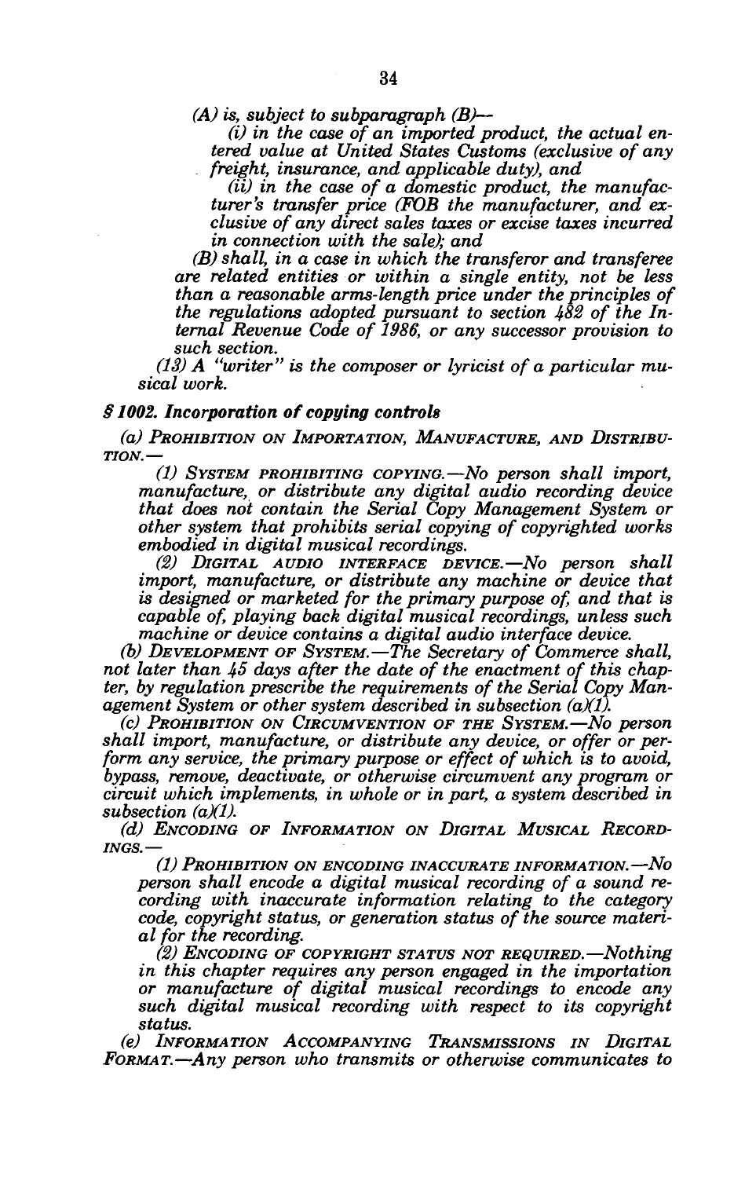*(A) is, subject to subparagraph (B)—*

*(i) in the case of an imported product, the actual entered value at United States Customs (exclusive of any freight, insurance, and applicable duty), and*

*(ii) in the case of a domestic product, the manufacturer's transfer price (FOB the manufacturer, and exclusive of any direct sales taxes or excise taxes incurred in connection with the sale); and*

*(B) shall, in a case in which the transferor and transferee are related entities or within a single entity, not be less than a reasonable arms-length price under the principles of the regulations adopted pursuant to section 482 of the Internal Revenue Code of 1986, or any successor provision to such section.*

*(13) A "writer" is the composer or lyricist of a particular musical work.*

### *§ 1002. Incorporation of copying controls*

*(a) PROHIBITION ON IMPORTATION, MANUFACTURE, AND DISTRIBUTION.—*

*(1) SYSTEM PROHIBITING COPYING.—No person shall import, manufacture, or distribute any digital audio recording device that does not contain the Serial Copy Management System or other system that prohibits serial copying of copyrighted works embodied in digital musical recordings.*

*(2) DIGITAL AUDIO INTERFACE DEVICE.—No person shall import, manufacture, or distribute any machine or device that is designed or marketed for the primary purpose of, and that is capable of, playing back digital musical recordings, unless such machine or device contains a digital audio interface device.*

*(b) DEVELOPMENT OF SYSTEM.—The Secretary of Commerce shall, not later than 45 days after the date of the enactment of this chapter, by regulation prescribe the requirements of the Serial Copy Management System or other system described in subsection (a)(1).*

*(c) PROHIBITION ON CIRCUMVENTION OF THE SYSTEM.—No person shall import, manufacture, or distribute any device, or offer or perform any service, the primary purpose or effect of which is to avoid, bypass, remove, deactivate, or otherwise circumvent any program or circuit which implements, in whole or in part, a system described in subsection (a)(1).*

*(d) ENCODING OF INFORMATION ON DIGITAL MUSICAL RECORDINGS.—*

*(1) PROHIBITION ON ENCODING INACCURATE INFORMATION.—No person shall encode a digital musical recording of a sound recording with inaccurate information relating to the category code, copyright status, or generation status of the source material for the recording.*

*(2) ENCODING OF COPYRIGHT STATUS NOT REQUIRED.—Nothing in this chapter requires any person engaged in the importation or manufacture of digital musical recordings to encode any such digital musical recording with respect to its copyright status.*

*(e) INFORMATION ACCOMPANYING TRANSMISSIONS IN DIGITAL FORMAT.—Any person who transmits or otherwise communicates to*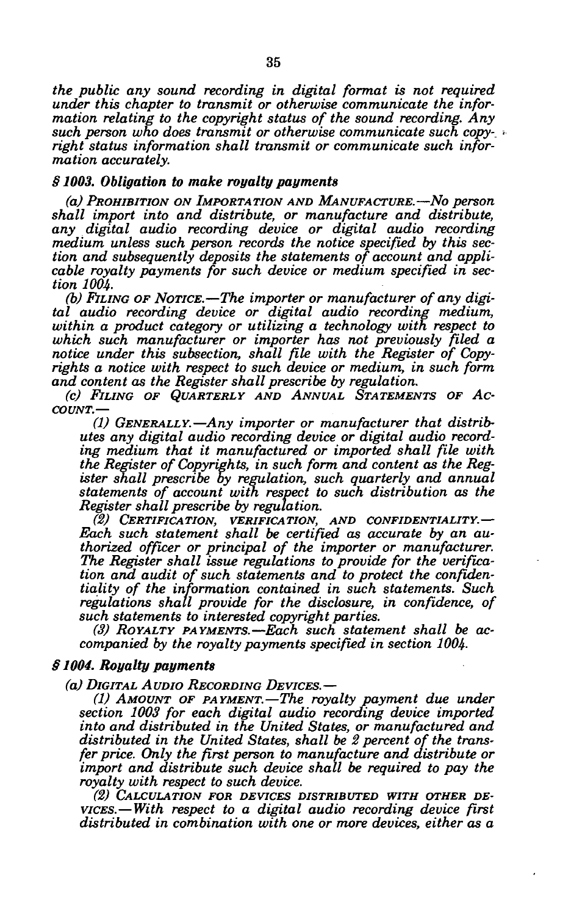*the public any sound recording in digital format is not required under this chapter to transmit or otherwise communicate the information relating to the copyright status of the sound recording. Any such person who does transmit or otherwise communicate such copyright status information shall transmit or communicate such information accurately.*

### *§ 1003. Obligation to make royalty payments*

*(a) Prohibition on Importation and Manufacture.—No person shall import into and distribute, or manufacture and distribute, any digital audio recording device or digital audio recording medium unless such person records the notice specified by this section and subsequently deposits the statements of account and applicable royalty payments for such device or medium specified in section 1004.*

*(b) Filing of Notice.—The importer or manufacturer of any digital audio recording device or digital audio recording medium, within a product category or utilizing a technology with respect to which such manufacturer or importer has not previously filed a notice under this subsection, shall file with the Register of Copyrights a notice with respect to such device or medium, in such form and content as the Register shall prescribe by regulation.*

*(c) Filing of Quarterly and Annual Statements of Account.—*

*(1) Generally.—Any importer or manufacturer that distributes any digital audio recording device or digital audio recording medium that it manufactured or imported shall file with the Register of Copyrights, in such form and content as the Register shall prescribe by regulation, such quarterly and annual statements of account with respect to such distribution as the Register shall prescribe by regulation.*

*(2) Certification, Verification, and Confidentiality.—Each such statement shall be certified as accurate by an authorized officer or principal of the importer or manufacturer. The Register shall issue regulations to provide for the verification and audit of such statements and to protect the confidentiality of the information contained in such statements. Such regulations shall provide for the disclosure, in confidence, of such statements to interested copyright parties.*

*(3) Royalty Payments.—Each such statement shall be accompanied by the royalty payments specified in section 1004.*

### *§ 1004. Royalty payments*

*(a) Digital Audio Recording Devices.—*

*(1) Amount of Payment.—The royalty payment due under section 1003 for each digital audio recording device imported into and distributed in the United States, or manufactured and distributed in the United States, shall be 2 percent of the transfer price. Only the first person to manufacture and distribute or import and distribute such device shall be required to pay the royalty with respect to such device.*

*(2) Calculation for Devices Distributed With Other Devices.—With respect to a digital audio recording device first distributed in combination with one or more devices, either as a*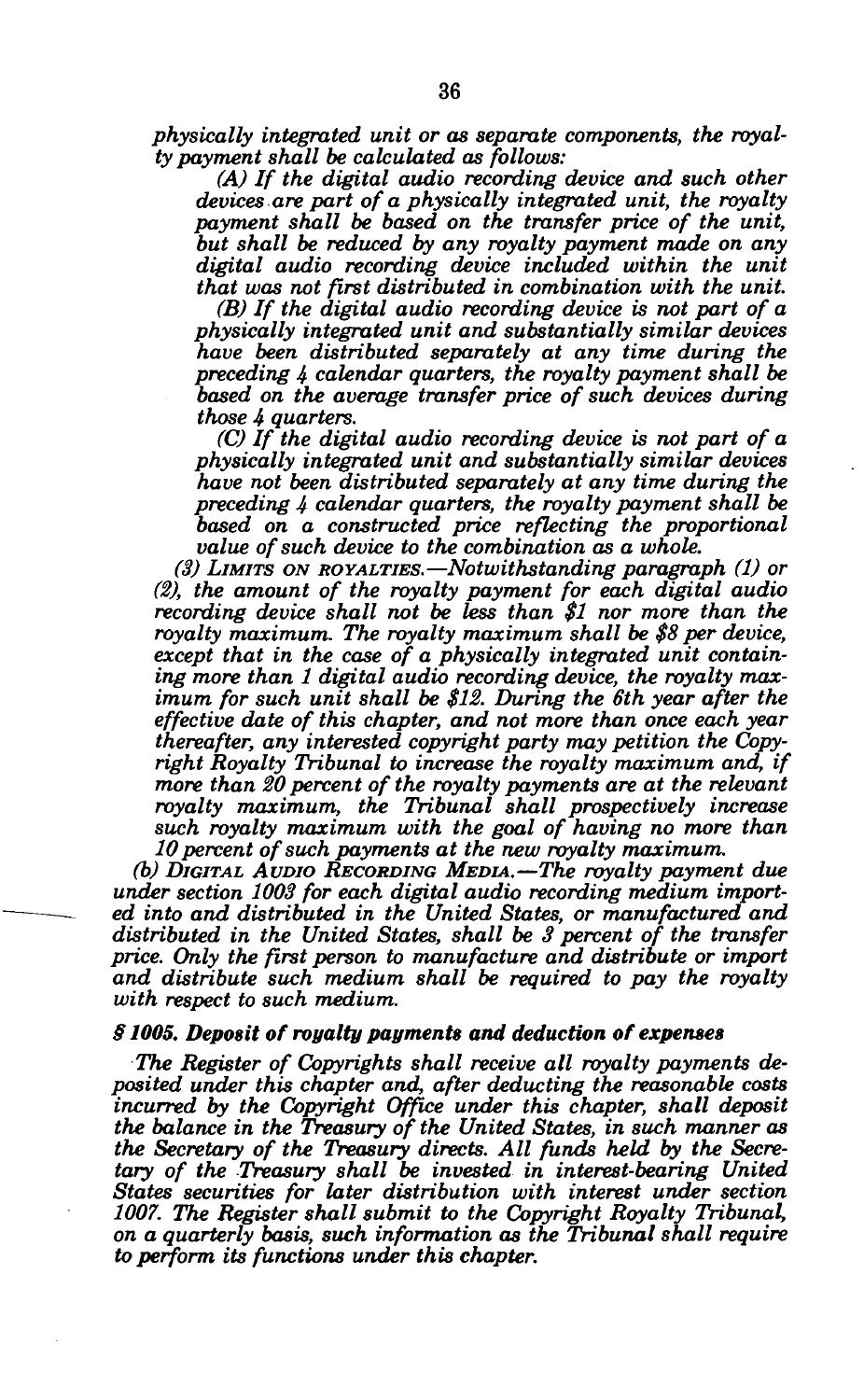*physically integrated unit or as separate components, the royalty payment shall be calculated as follows:*

*(A) If the digital audio recording device and such other devices are part of a physically integrated unit, the royalty payment shall be based on the transfer price of the unit, but shall be reduced by any royalty payment made on any digital audio recording device included within the unit that was not first distributed in combination with the unit.*

*(B) If the digital audio recording device is not part of a physically integrated unit and substantially similar devices have been distributed separately at any time during the preceding 4 calendar quarters, the royalty payment shall be based on the average transfer price of such devices during those 4 quarters.*

*(C) If the digital audio recording device is not part of a physically integrated unit and substantially similar devices have not been distributed separately at any time during the preceding 4 calendar quarters, the royalty payment shall be based on a constructed price reflecting the proportional value of such device to the combination as a whole.*

*(3) LIMITS ON ROYALTIES.—Notwithstanding paragraph (1) or (2), the amount of the royalty payment for each digital audio recording device shall not be less than $1 nor more than the royalty maximum. The royalty maximum shall be $8 per device, except that in the case of a physically integrated unit containing more than 1 digital audio recording device, the royalty maximum for such unit shall be $12. During the 6th year after the effective date of this chapter, and not more than once each year thereafter, any interested copyright party may petition the Copyright Royalty Tribunal to increase the royalty maximum and, if more than 20 percent of the royalty payments are at the relevant royalty maximum, the Tribunal shall prospectively increase such royalty maximum with the goal of having no more than 10 percent of such payments at the new royalty maximum.*

*(b) DIGITAL AUDIO RECORDING MEDIA.—The royalty payment due under section 1003 for each digital audio recording medium imported into and distributed in the United States, or manufactured and distributed in the United States, shall be 3 percent of the transfer price. Only the first person to manufacture and distribute or import and distribute such medium shall be required to pay the royalty with respect to such medium.*

***§ 1005. Deposit of royalty payments and deduction of expenses***

*The Register of Copyrights shall receive all royalty payments deposited under this chapter and, after deducting the reasonable costs incurred by the Copyright Office under this chapter, shall deposit the balance in the Treasury of the United States, in such manner as the Secretary of the Treasury directs. All funds held by the Secretary of the Treasury shall be invested in interest-bearing United States securities for later distribution with interest under section 1007. The Register shall submit to the Copyright Royalty Tribunal, on a quarterly basis, such information as the Tribunal shall require to perform its functions under this chapter.*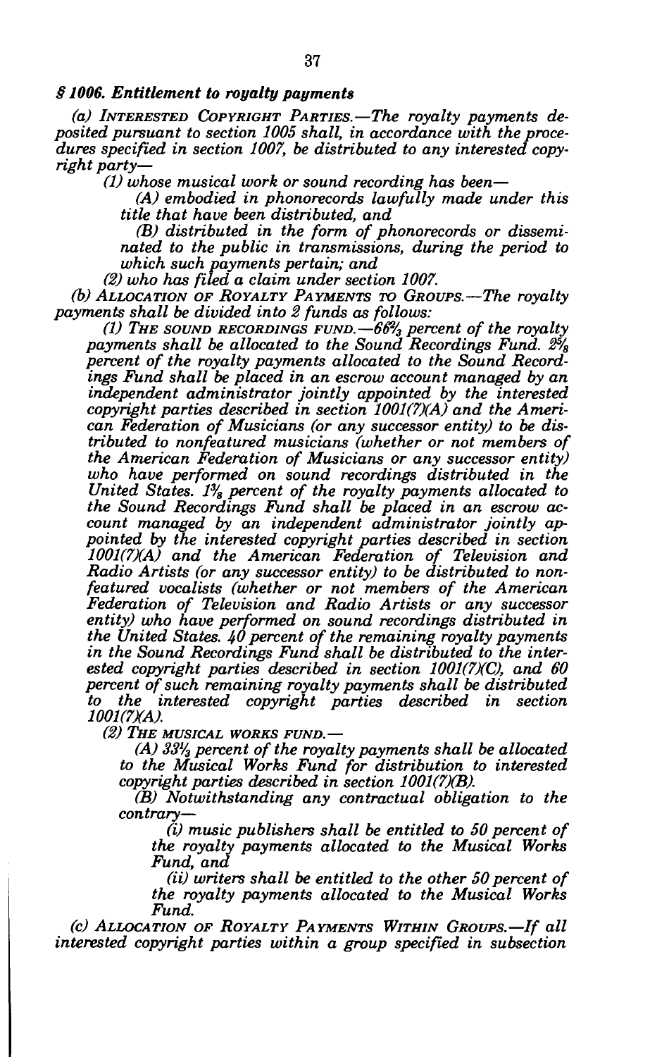### *§ 1006. Entitlement to royalty payments*

*(a) INTERESTED COPYRIGHT PARTIES.—The royalty payments deposited pursuant to section 1005 shall, in accordance with the procedures specified in section 1007, be distributed to any interested copyright party—*

*(1) whose musical work or sound recording has been—*

*(A) embodied in phonorecords lawfully made under this title that have been distributed, and*

*(B) distributed in the form of phonorecords or disseminated to the public in transmissions, during the period to which such payments pertain; and*

*(2) who has filed a claim under section 1007.*

*(b) ALLOCATION OF ROYALTY PAYMENTS TO GROUPS.—The royalty payments shall be divided into 2 funds as follows:*

*(1) THE SOUND RECORDINGS FUND.—66⅔ percent of the royalty payments shall be allocated to the Sound Recordings Fund. 2⅝ percent of the royalty payments allocated to the Sound Recordings Fund shall be placed in an escrow account managed by an independent administrator jointly appointed by the interested copyright parties described in section 1001(7)(A) and the American Federation of Musicians (or any successor entity) to be distributed to nonfeatured musicians (whether or not members of the American Federation of Musicians or any successor entity) who have performed on sound recordings distributed in the United States. 1⅜ percent of the royalty payments allocated to the Sound Recordings Fund shall be placed in an escrow account managed by an independent administrator jointly appointed by the interested copyright parties described in section 1001(7)(A) and the American Federation of Television and Radio Artists (or any successor entity) to be distributed to nonfeatured vocalists (whether or not members of the American Federation of Television and Radio Artists or any successor entity) who have performed on sound recordings distributed in the United States. 40 percent of the remaining royalty payments in the Sound Recordings Fund shall be distributed to the interested copyright parties described in section 1001(7)(C), and 60 percent of such remaining royalty payments shall be distributed to the interested copyright parties described in section 1001(7)(A).*

*(2) THE MUSICAL WORKS FUND.—*

*(A) 33⅓ percent of the royalty payments shall be allocated to the Musical Works Fund for distribution to interested copyright parties described in section 1001(7)(B).*

*(B) Notwithstanding any contractual obligation to the contrary—*

*(i) music publishers shall be entitled to 50 percent of the royalty payments allocated to the Musical Works Fund, and*

*(ii) writers shall be entitled to the other 50 percent of the royalty payments allocated to the Musical Works Fund.*

*(c) ALLOCATION OF ROYALTY PAYMENTS WITHIN GROUPS.—If all interested copyright parties within a group specified in subsection*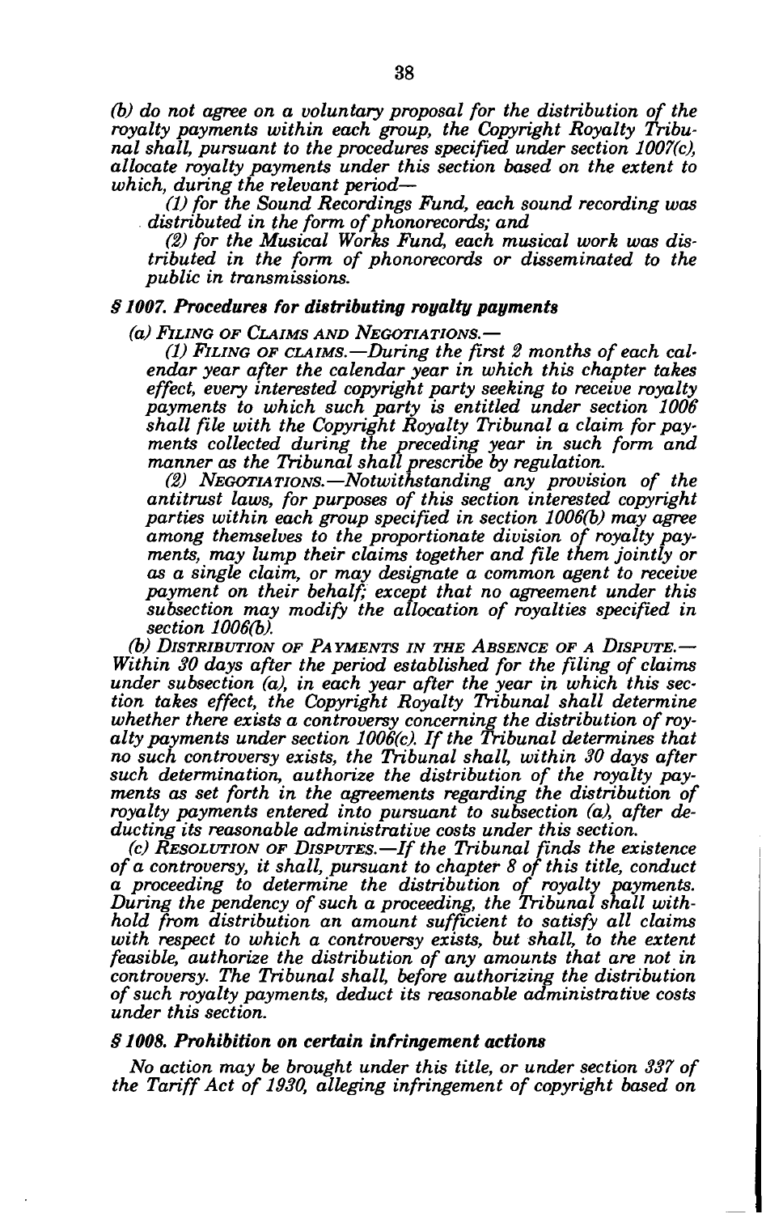*(b) do not agree on a voluntary proposal for the distribution of the royalty payments within each group, the Copyright Royalty Tribunal shall, pursuant to the procedures specified under section 1007(c), allocate royalty payments under this section based on the extent to which, during the relevant period—*

*(1) for the Sound Recordings Fund, each sound recording was distributed in the form of phonorecords; and*

*(2) for the Musical Works Fund, each musical work was distributed in the form of phonorecords or disseminated to the public in transmissions.*

### *§ 1007. Procedures for distributing royalty payments*

*(a) FILING OF CLAIMS AND NEGOTIATIONS.—*

*(1) FILING OF CLAIMS.—During the first 2 months of each calendar year after the calendar year in which this chapter takes effect, every interested copyright party seeking to receive royalty payments to which such party is entitled under section 1006 shall file with the Copyright Royalty Tribunal a claim for payments collected during the preceding year in such form and manner as the Tribunal shall prescribe by regulation.*

*(2) NEGOTIATIONS.—Notwithstanding any provision of the antitrust laws, for purposes of this section interested copyright parties within each group specified in section 1006(b) may agree among themselves to the proportionate division of royalty payments, may lump their claims together and file them jointly or as a single claim, or may designate a common agent to receive payment on their behalf; except that no agreement under this subsection may modify the allocation of royalties specified in section 1006(b).*

*(b) DISTRIBUTION OF PAYMENTS IN THE ABSENCE OF A DISPUTE.—Within 30 days after the period established for the filing of claims under subsection (a), in each year after the year in which this section takes effect, the Copyright Royalty Tribunal shall determine whether there exists a controversy concerning the distribution of royalty payments under section 1006(c). If the Tribunal determines that no such controversy exists, the Tribunal shall, within 30 days after such determination, authorize the distribution of the royalty payments as set forth in the agreements regarding the distribution of royalty payments entered into pursuant to subsection (a), after deducting its reasonable administrative costs under this section.*

*(c) RESOLUTION OF DISPUTES.—If the Tribunal finds the existence of a controversy, it shall, pursuant to chapter 8 of this title, conduct a proceeding to determine the distribution of royalty payments. During the pendency of such a proceeding, the Tribunal shall withhold from distribution an amount sufficient to satisfy all claims with respect to which a controversy exists, but shall, to the extent feasible, authorize the distribution of any amounts that are not in controversy. The Tribunal shall, before authorizing the distribution of such royalty payments, deduct its reasonable administrative costs under this section.*

### *§ 1008. Prohibition on certain infringement actions*

*No action may be brought under this title, or under section 337 of the Tariff Act of 1930, alleging infringement of copyright based on*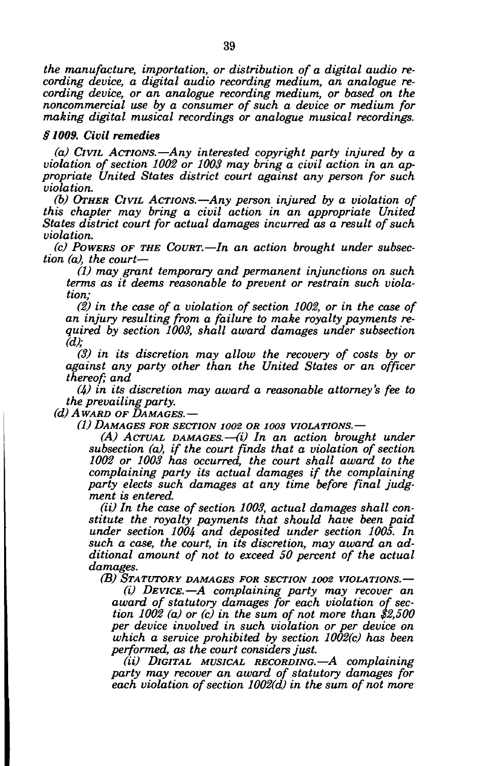*the manufacture, importation, or distribution of a digital audio recording device, a digital audio recording medium, an analogue recording device, or an analogue recording medium, or based on the noncommercial use by a consumer of such a device or medium for making digital musical recordings or analogue musical recordings.*

### *§ 1009. Civil remedies*

*(a) CIVIL ACTIONS.—Any interested copyright party injured by a violation of section 1002 or 1003 may bring a civil action in an appropriate United States district court against any person for such violation.*

*(b) OTHER CIVIL ACTIONS.—Any person injured by a violation of this chapter may bring a civil action in an appropriate United States district court for actual damages incurred as a result of such violation.*

*(c) POWERS OF THE COURT.—In an action brought under subsection (a), the court—*

*(1) may grant temporary and permanent injunctions on such terms as it deems reasonable to prevent or restrain such violation;*

*(2) in the case of a violation of section 1002, or in the case of an injury resulting from a failure to make royalty payments required by section 1003, shall award damages under subsection (d);*

*(3) in its discretion may allow the recovery of costs by or against any party other than the United States or an officer thereof; and*

*(4) in its discretion may award a reasonable attorney's fee to the prevailing party.*

*(d) AWARD OF DAMAGES.—*

*(1) DAMAGES FOR SECTION 1002 OR 1003 VIOLATIONS.—*

*(A) ACTUAL DAMAGES.—(i) In an action brought under subsection (a), if the court finds that a violation of section 1002 or 1003 has occurred, the court shall award to the complaining party its actual damages if the complaining party elects such damages at any time before final judgment is entered.*

*(ii) In the case of section 1003, actual damages shall constitute the royalty payments that should have been paid under section 1004 and deposited under section 1005. In such a case, the court, in its discretion, may award an additional amount of not to exceed 50 percent of the actual damages.*

*(B) STATUTORY DAMAGES FOR SECTION 1002 VIOLATIONS.—*

*(i) DEVICE.—A complaining party may recover an award of statutory damages for each violation of section 1002 (a) or (c) in the sum of not more than $2,500 per device involved in such violation or per device on which a service prohibited by section 1002(c) has been performed, as the court considers just.*

*(ii) DIGITAL MUSICAL RECORDING.—A complaining party may recover an award of statutory damages for each violation of section 1002(d) in the sum of not more*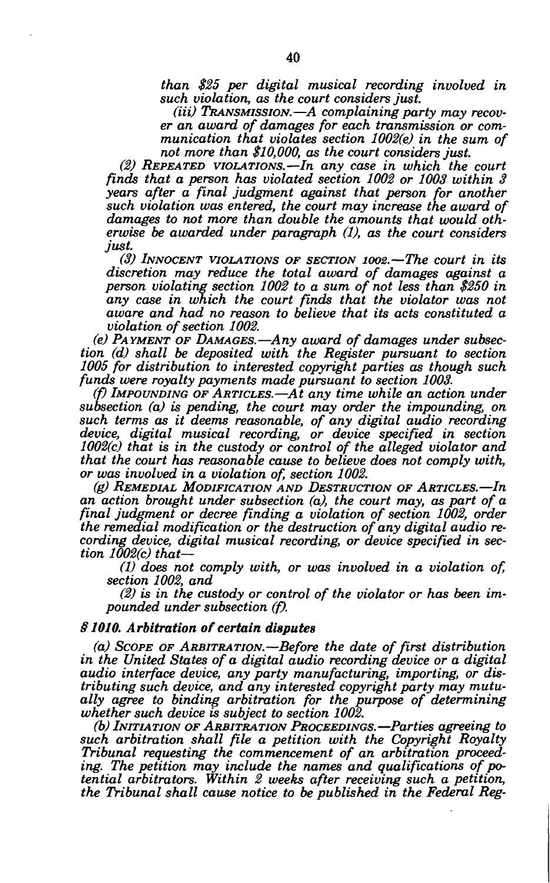*than $25 per digital musical recording involved in such violation, as the court considers just.*

*(iii) TRANSMISSION.—A complaining party may recover an award of damages for each transmission or communication that violates section 1002(e) in the sum of not more than $10,000, as the court considers just.*

*(2) REPEATED VIOLATIONS.—In any case in which the court finds that a person has violated section 1002 or 1003 within 3 years after a final judgment against that person for another such violation was entered, the court may increase the award of damages to not more than double the amounts that would otherwise be awarded under paragraph (1), as the court considers just.*

*(3) INNOCENT VIOLATIONS OF SECTION 1002.—The court in its discretion may reduce the total award of damages against a person violating section 1002 to a sum of not less than $250 in any case in which the court finds that the violator was not aware and had no reason to believe that its acts constituted a violation of section 1002.*

*(e) PAYMENT OF DAMAGES.—Any award of damages under subsection (d) shall be deposited with the Register pursuant to section 1005 for distribution to interested copyright parties as though such funds were royalty payments made pursuant to section 1003.*

*(f) IMPOUNDING OF ARTICLES.—At any time while an action under subsection (a) is pending, the court may order the impounding, on such terms as it deems reasonable, of any digital audio recording device, digital musical recording, or device specified in section 1002(c) that is in the custody or control of the alleged violator and that the court has reasonable cause to believe does not comply with, or was involved in a violation of, section 1002.*

*(g) REMEDIAL MODIFICATION AND DESTRUCTION OF ARTICLES.—In an action brought under subsection (a), the court may, as part of a final judgment or decree finding a violation of section 1002, order the remedial modification or the destruction of any digital audio recording device, digital musical recording, or device specified in section 1002(c) that—*

*(1) does not comply with, or was involved in a violation of, section 1002, and*

*(2) is in the custody or control of the violator or has been impounded under subsection (f).*

***§ 1010. Arbitration of certain disputes***

*(a) SCOPE OF ARBITRATION.—Before the date of first distribution in the United States of a digital audio recording device or a digital audio interface device, any party manufacturing, importing, or distributing such device, and any interested copyright party may mutually agree to binding arbitration for the purpose of determining whether such device is subject to section 1002.*

*(b) INITIATION OF ARBITRATION PROCEEDINGS.—Parties agreeing to such arbitration shall file a petition with the Copyright Royalty Tribunal requesting the commencement of an arbitration proceeding. The petition may include the names and qualifications of potential arbitrators. Within 2 weeks after receiving such a petition, the Tribunal shall cause notice to be published in the Federal Reg-*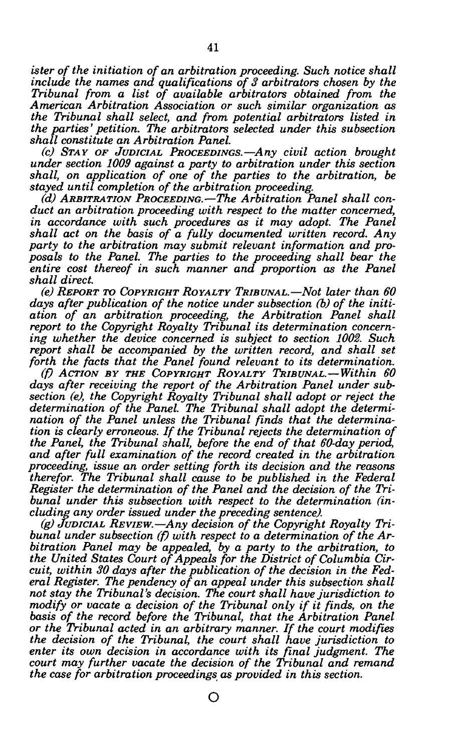*ister of the initiation of an arbitration proceeding. Such notice shall include the names and qualifications of 3 arbitrators chosen by the Tribunal from a list of available arbitrators obtained from the American Arbitration Association or such similar organization as the Tribunal shall select, and from potential arbitrators listed in the parties' petition. The arbitrators selected under this subsection shall constitute an Arbitration Panel.*

*(c) STAY OF JUDICIAL PROCEEDINGS.—Any civil action brought under section 1009 against a party to arbitration under this section shall, on application of one of the parties to the arbitration, be stayed until completion of the arbitration proceeding.*

*(d) ARBITRATION PROCEEDING.—The Arbitration Panel shall conduct an arbitration proceeding with respect to the matter concerned, in accordance with such procedures as it may adopt. The Panel shall act on the basis of a fully documented written record. Any party to the arbitration may submit relevant information and proposals to the Panel. The parties to the proceeding shall bear the entire cost thereof in such manner and proportion as the Panel shall direct.*

*(e) REPORT TO COPYRIGHT ROYALTY TRIBUNAL.—Not later than 60 days after publication of the notice under subsection (b) of the initiation of an arbitration proceeding, the Arbitration Panel shall report to the Copyright Royalty Tribunal its determination concerning whether the device concerned is subject to section 1002. Such report shall be accompanied by the written record, and shall set forth the facts that the Panel found relevant to its determination.*

*(f) ACTION BY THE COPYRIGHT ROYALTY TRIBUNAL.—Within 60 days after receiving the report of the Arbitration Panel under subsection (e), the Copyright Royalty Tribunal shall adopt or reject the determination of the Panel. The Tribunal shall adopt the determination of the Panel unless the Tribunal finds that the determination is clearly erroneous. If the Tribunal rejects the determination of the Panel, the Tribunal shall, before the end of that 60-day period, and after full examination of the record created in the arbitration proceeding, issue an order setting forth its decision and the reasons therefor. The Tribunal shall cause to be published in the Federal Register the determination of the Panel and the decision of the Tribunal under this subsection with respect to the determination (including any order issued under the preceding sentence).*

*(g) JUDICIAL REVIEW.—Any decision of the Copyright Royalty Tribunal under subsection (f) with respect to a determination of the Arbitration Panel may be appealed, by a party to the arbitration, to the United States Court of Appeals for the District of Columbia Circuit, within 30 days after the publication of the decision in the Federal Register. The pendency of an appeal under this subsection shall not stay the Tribunal's decision. The court shall have jurisdiction to modify or vacate a decision of the Tribunal only if it finds, on the basis of the record before the Tribunal, that the Arbitration Panel or the Tribunal acted in an arbitrary manner. If the court modifies the decision of the Tribunal, the court shall have jurisdiction to enter its own decision in accordance with its final judgment. The court may further vacate the decision of the Tribunal and remand the case for arbitration proceedings as provided in this section.*

O